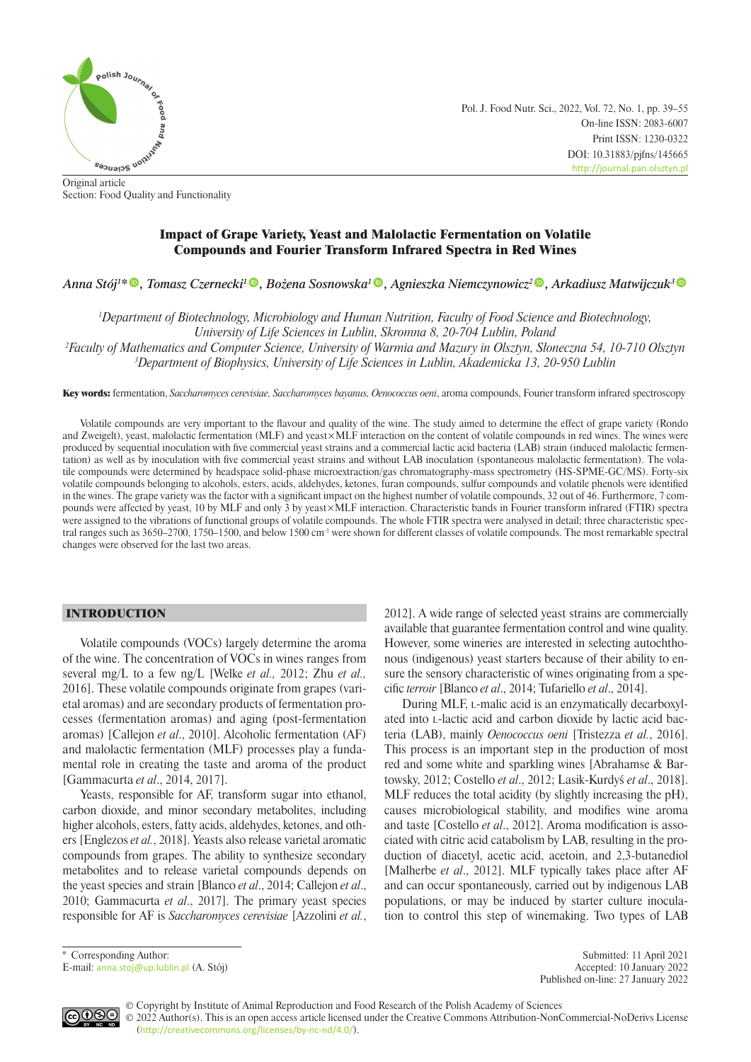Original article
Section: Food Quality and Functionality

# Impact of Grape Variety, Yeast and Malolactic Fermentation on Volatile Compounds and Fourier Transform Infrared Spectra in Red Wines

*Anna Stój[1]\*, Tomasz Czernecki[1], Bożena Sosnowska[1], Agnieszka Niemczynowicz[2], Arkadiusz Matwijczuk[3]*

[1]Department of Biotechnology, Microbiology and Human Nutrition, Faculty of Food Science and Biotechnology, University of Life Sciences in Lublin, Skromna 8, 20-704 Lublin, Poland
[2]Faculty of Mathematics and Computer Science, University of Warmia and Mazury in Olsztyn, Słoneczna 54, 10-710 Olsztyn
[3]Department of Biophysics, University of Life Sciences in Lublin, Akademicka 13, 20-950 Lublin

**Key words:** fermentation, *Saccharomyces cerevisiae*, *Saccharomyces bayanus*, *Oenococcus oeni*, aroma compounds, Fourier transform infrared spectroscopy

Volatile compounds are very important to the flavour and quality of the wine. The study aimed to determine the effect of grape variety (Rondo and Zweigelt), yeast, malolactic fermentation (MLF) and yeast×MLF interaction on the content of volatile compounds in red wines. The wines were produced by sequential inoculation with five commercial yeast strains and a commercial lactic acid bacteria (LAB) strain (induced malolactic fermentation) as well as by inoculation with five commercial yeast strains and without LAB inoculation (spontaneous malolactic fermentation). The volatile compounds were determined by headspace solid-phase microextraction/gas chromatography-mass spectrometry (HS-SPME-GC/MS). Forty-six volatile compounds belonging to alcohols, esters, acids, aldehydes, ketones, furan compounds, sulfur compounds and volatile phenols were identified in the wines. The grape variety was the factor with a significant impact on the highest number of volatile compounds, 32 out of 46. Furthermore, 7 compounds were affected by yeast, 10 by MLF and only 3 by yeast×MLF interaction. Characteristic bands in Fourier transform infrared (FTIR) spectra were assigned to the vibrations of functional groups of volatile compounds. The whole FTIR spectra were analysed in detail; three characteristic spectral ranges such as 3650–2700, 1750–1500, and below 1500 $cm^{-1}$ were shown for different classes of volatile compounds. The most remarkable spectral changes were observed for the last two areas.

## INTRODUCTION

Volatile compounds (VOCs) largely determine the aroma of the wine. The concentration of VOCs in wines ranges from several mg/L to a few ng/L [Welke *et al.,* 2012; Zhu *et al.,* 2016]. These volatile compounds originate from grapes (varietal aromas) and are secondary products of fermentation processes (fermentation aromas) and aging (post-fermentation aromas) [Callejon *et al*., 2010]. Alcoholic fermentation (AF) and malolactic fermentation (MLF) processes play a fundamental role in creating the taste and aroma of the product [Gammacurta *et al*., 2014, 2017].

Yeasts, responsible for AF, transform sugar into ethanol, carbon dioxide, and minor secondary metabolites, including higher alcohols, esters, fatty acids, aldehydes, ketones, and others [Englezos *et al.*, 2018]. Yeasts also release varietal aromatic compounds from grapes. The ability to synthesize secondary metabolites and to release varietal compounds depends on the yeast species and strain [Blanco *et al*., 2014; Callejon *et al*., 2010; Gammacurta *et al*., 2017]. The primary yeast species responsible for AF is *Saccharomyces cerevisiae* [Azzolini *et al.*, 2012]. A wide range of selected yeast strains are commercially available that guarantee fermentation control and wine quality. However, some wineries are interested in selecting autochthonous (indigenous) yeast starters because of their ability to ensure the sensory characteristic of wines originating from a specific *terroir* [Blanco *et al*., 2014; Tufariello *et al*., 2014].

During MLF, L-malic acid is an enzymatically decarboxylated into L-lactic acid and carbon dioxide by lactic acid bacteria (LAB), mainly *Oenococcus oeni* [Tristezza *et al.*, 2016]. This process is an important step in the production of most red and some white and sparkling wines [Abrahamse & Bartowsky, 2012; Costello *et al*., 2012; Lasik-Kurdyś *et al*., 2018]. MLF reduces the total acidity (by slightly increasing the pH), causes microbiological stability, and modifies wine aroma and taste [Costello *et al*., 2012]. Aroma modification is associated with citric acid catabolism by LAB, resulting in the production of diacetyl, acetic acid, acetoin, and 2,3-butanediol [Malherbe *et al*., 2012]. MLF typically takes place after AF and can occur spontaneously, carried out by indigenous LAB populations, or may be induced by starter culture inoculation to control this step of winemaking. Two types of LAB

\* Corresponding Author:
E-mail: anna.stoj@up.lublin.pl (A. Stój)

Submitted: 11 April 2021
Accepted: 10 January 2022
Published on-line: 27 January 2022

© Copyright by Institute of Animal Reproduction and Food Research of the Polish Academy of Sciences
© 2022 Author(s). This is an open access article licensed under the Creative Commons Attribution-NonCommercial-NoDerivs License (http://creativecommons.org/licenses/by-nc-nd/4.0/).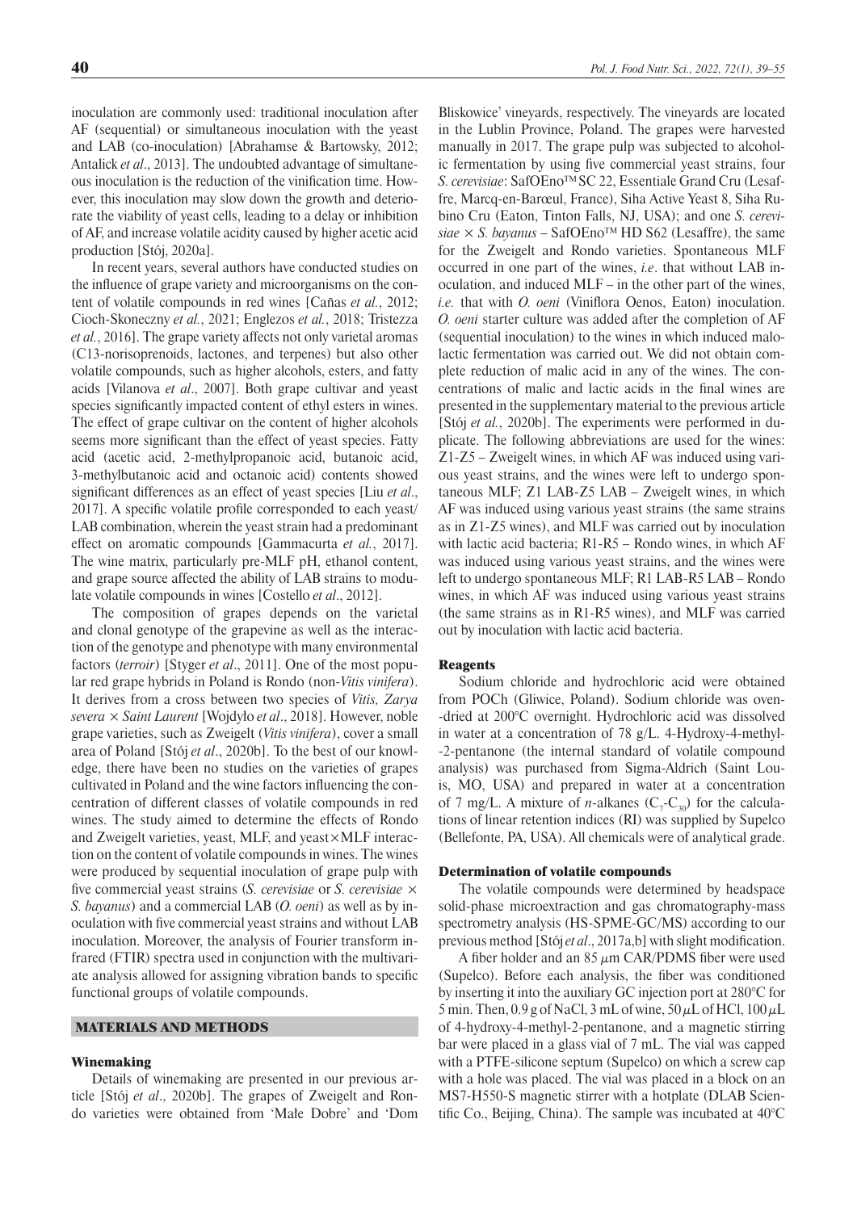inoculation are commonly used: traditional inoculation after AF (sequential) or simultaneous inoculation with the yeast and LAB (co-inoculation) [Abrahamse & Bartowsky, 2012; Antalick *et al*., 2013]. The undoubted advantage of simultaneous inoculation is the reduction of the vinification time. However, this inoculation may slow down the growth and deteriorate the viability of yeast cells, leading to a delay or inhibition of AF, and increase volatile acidity caused by higher acetic acid production [Stój, 2020a].

In recent years, several authors have conducted studies on the influence of grape variety and microorganisms on the content of volatile compounds in red wines [Cañas *et al.*, 2012; Cioch-Skoneczny *et al.*, 2021; Englezos *et al.*, 2018; Tristezza *et al.*, 2016]. The grape variety affects not only varietal aromas (C13-norisoprenoids, lactones, and terpenes) but also other volatile compounds, such as higher alcohols, esters, and fatty acids [Vilanova *et al*., 2007]. Both grape cultivar and yeast species significantly impacted content of ethyl esters in wines. The effect of grape cultivar on the content of higher alcohols seems more significant than the effect of yeast species. Fatty acid (acetic acid, 2-methylpropanoic acid, butanoic acid, 3-methylbutanoic acid and octanoic acid) contents showed significant differences as an effect of yeast species [Liu *et al*., 2017]. A specific volatile profile corresponded to each yeast/LAB combination, wherein the yeast strain had a predominant effect on aromatic compounds [Gammacurta *et al.*, 2017]. The wine matrix, particularly pre-MLF pH, ethanol content, and grape source affected the ability of LAB strains to modulate volatile compounds in wines [Costello *et al*., 2012].

The composition of grapes depends on the varietal and clonal genotype of the grapevine as well as the interaction of the genotype and phenotype with many environmental factors (*terroir*) [Styger *et al*., 2011]. One of the most popular red grape hybrids in Poland is Rondo (non-*Vitis vinifera*). It derives from a cross between two species of *Vitis, Zarya severa* × *Saint Laurent* [Wojdyło *et al*., 2018]. However, noble grape varieties, such as Zweigelt (*Vitis vinifera*), cover a small area of Poland [Stój *et al*., 2020b]. To the best of our knowledge, there have been no studies on the varieties of grapes cultivated in Poland and the wine factors influencing the concentration of different classes of volatile compounds in red wines. The study aimed to determine the effects of Rondo and Zweigelt varieties, yeast, MLF, and yeast×MLF interaction on the content of volatile compounds in wines. The wines were produced by sequential inoculation of grape pulp with five commercial yeast strains (*S. cerevisiae* or *S. cerevisiae* × *S. bayanus*) and a commercial LAB (*O. oeni*) as well as by inoculation with five commercial yeast strains and without LAB inoculation. Moreover, the analysis of Fourier transform infrared (FTIR) spectra used in conjunction with the multivariate analysis allowed for assigning vibration bands to specific functional groups of volatile compounds.

## MATERIALS AND METHODS

### Winemaking

Details of winemaking are presented in our previous article [Stój *et al*., 2020b]. The grapes of Zweigelt and Rondo varieties were obtained from 'Małe Dobre' and 'Dom Bliskowice' vineyards, respectively. The vineyards are located in the Lublin Province, Poland. The grapes were harvested manually in 2017. The grape pulp was subjected to alcoholic fermentation by using five commercial yeast strains, four *S. cerevisiae*: SafOEno™ SC 22, Essentiale Grand Cru (Lesaffre, Marcq-en-Barœul, France), Siha Active Yeast 8, Siha Rubino Cru (Eaton, Tinton Falls, NJ, USA); and one *S. cerevisiae* × *S. bayanus* – SafOEno™ HD S62 (Lesaffre), the same for the Zweigelt and Rondo varieties. Spontaneous MLF occurred in one part of the wines, *i.e*. that without LAB inoculation, and induced MLF – in the other part of the wines, *i.e.* that with *O. oeni* (Viniflora Oenos, Eaton) inoculation. *O. oeni* starter culture was added after the completion of AF (sequential inoculation) to the wines in which induced malolactic fermentation was carried out. We did not obtain complete reduction of malic acid in any of the wines. The concentrations of malic and lactic acids in the final wines are presented in the supplementary material to the previous article [Stój *et al.*, 2020b]. The experiments were performed in duplicate. The following abbreviations are used for the wines: Z1-Z5 – Zweigelt wines, in which AF was induced using various yeast strains, and the wines were left to undergo spontaneous MLF; Z1 LAB-Z5 LAB – Zweigelt wines, in which AF was induced using various yeast strains (the same strains as in Z1-Z5 wines), and MLF was carried out by inoculation with lactic acid bacteria; R1-R5 – Rondo wines, in which AF was induced using various yeast strains, and the wines were left to undergo spontaneous MLF; R1 LAB-R5 LAB – Rondo wines, in which AF was induced using various yeast strains (the same strains as in R1-R5 wines), and MLF was carried out by inoculation with lactic acid bacteria.

### Reagents

Sodium chloride and hydrochloric acid were obtained from POCh (Gliwice, Poland). Sodium chloride was oven-dried at 200°C overnight. Hydrochloric acid was dissolved in water at a concentration of 78 g/L. 4-Hydroxy-4-methyl-2-pentanone (the internal standard of volatile compound analysis) was purchased from Sigma-Aldrich (Saint Louis, MO, USA) and prepared in water at a concentration of 7 mg/L. A mixture of *n*-alkanes ($C_7$-$C_{30}$) for the calculations of linear retention indices (RI) was supplied by Supelco (Bellefonte, PA, USA). All chemicals were of analytical grade.

### Determination of volatile compounds

The volatile compounds were determined by headspace solid-phase microextraction and gas chromatography-mass spectrometry analysis (HS-SPME-GC/MS) according to our previous method [Stój *et al*., 2017a,b] with slight modification.

A fiber holder and an 85 $\mu$m CAR/PDMS fiber were used (Supelco). Before each analysis, the fiber was conditioned by inserting it into the auxiliary GC injection port at 280°C for 5 min. Then, 0.9 g of NaCl, 3 mL of wine, 50 $\mu$L of HCl, 100 $\mu$L of 4-hydroxy-4-methyl-2-pentanone, and a magnetic stirring bar were placed in a glass vial of 7 mL. The vial was capped with a PTFE-silicone septum (Supelco) on which a screw cap with a hole was placed. The vial was placed in a block on an MS7-H550-S magnetic stirrer with a hotplate (DLAB Scientific Co., Beijing, China). The sample was incubated at 40°C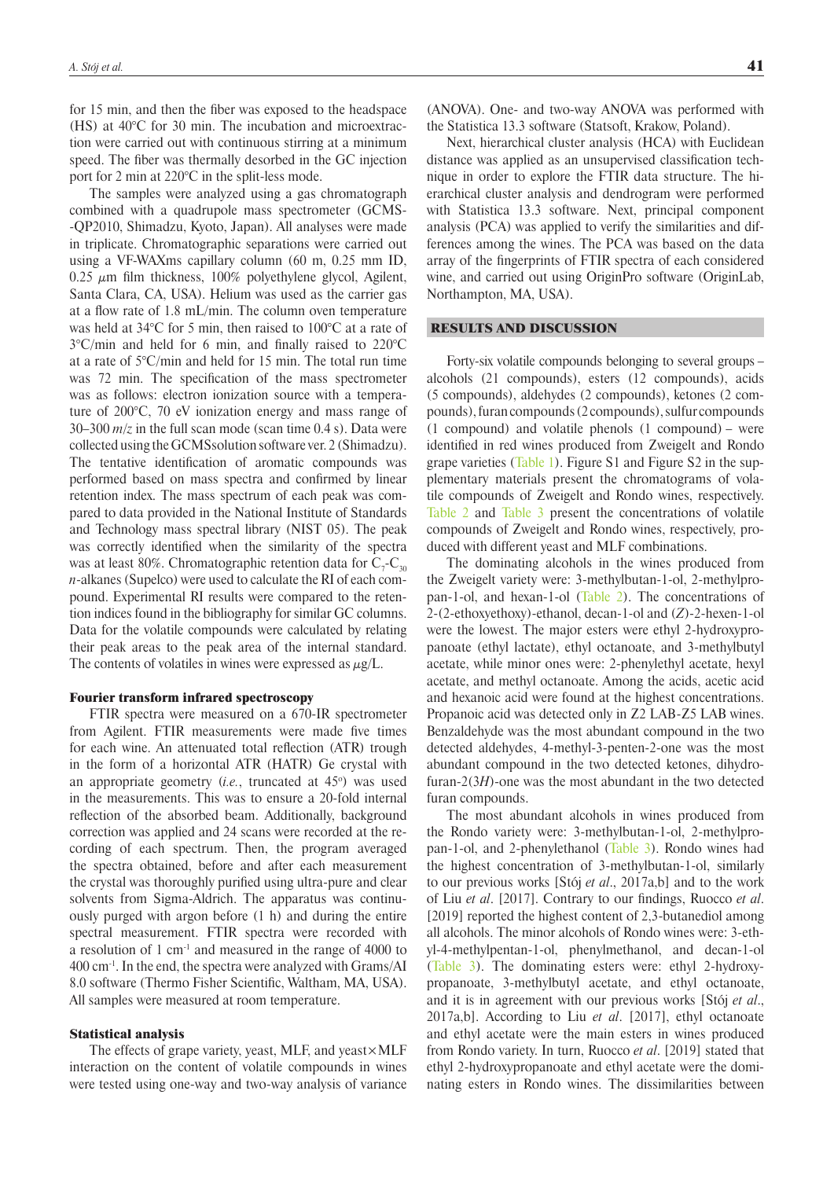for 15 min, and then the fiber was exposed to the headspace (HS) at 40°C for 30 min. The incubation and microextraction were carried out with continuous stirring at a minimum speed. The fiber was thermally desorbed in the GC injection port for 2 min at 220°C in the split-less mode.

The samples were analyzed using a gas chromatograph combined with a quadrupole mass spectrometer (GCMS-QP2010, Shimadzu, Kyoto, Japan). All analyses were made in triplicate. Chromatographic separations were carried out using a VF-WAXms capillary column (60 m, 0.25 mm ID, 0.25 $\mu$m film thickness, 100% polyethylene glycol, Agilent, Santa Clara, CA, USA). Helium was used as the carrier gas at a flow rate of 1.8 mL/min. The column oven temperature was held at 34°C for 5 min, then raised to 100°C at a rate of 3°C/min and held for 6 min, and finally raised to 220°C at a rate of 5°C/min and held for 15 min. The total run time was 72 min. The specification of the mass spectrometer was as follows: electron ionization source with a temperature of 200°C, 70 eV ionization energy and mass range of 30–300 $m/z$ in the full scan mode (scan time 0.4 s). Data were collected using the GCMSsolution software ver. 2 (Shimadzu). The tentative identification of aromatic compounds was performed based on mass spectra and confirmed by linear retention index. The mass spectrum of each peak was compared to data provided in the National Institute of Standards and Technology mass spectral library (NIST 05). The peak was correctly identified when the similarity of the spectra was at least 80%. Chromatographic retention data for $C_7$-$C_{30}$ $n$-alkanes (Supelco) were used to calculate the RI of each compound. Experimental RI results were compared to the retention indices found in the bibliography for similar GC columns. Data for the volatile compounds were calculated by relating their peak areas to the peak area of the internal standard. The contents of volatiles in wines were expressed as $\mu$g/L.

### Fourier transform infrared spectroscopy

FTIR spectra were measured on a 670-IR spectrometer from Agilent. FTIR measurements were made five times for each wine. An attenuated total reflection (ATR) trough in the form of a horizontal ATR (HATR) Ge crystal with an appropriate geometry (*i.e.*, truncated at 45°) was used in the measurements. This was to ensure a 20-fold internal reflection of the absorbed beam. Additionally, background correction was applied and 24 scans were recorded at the recording of each spectrum. Then, the program averaged the spectra obtained, before and after each measurement the crystal was thoroughly purified using ultra-pure and clear solvents from Sigma-Aldrich. The apparatus was continuously purged with argon before (1 h) and during the entire spectral measurement. FTIR spectra were recorded with a resolution of 1 cm$^{-1}$ and measured in the range of 4000 to 400 cm$^{-1}$. In the end, the spectra were analyzed with Grams/AI 8.0 software (Thermo Fisher Scientific, Waltham, MA, USA). All samples were measured at room temperature.

### Statistical analysis

The effects of grape variety, yeast, MLF, and yeast×MLF interaction on the content of volatile compounds in wines were tested using one-way and two-way analysis of variance (ANOVA). One- and two-way ANOVA was performed with the Statistica 13.3 software (Statsoft, Krakow, Poland).

Next, hierarchical cluster analysis (HCA) with Euclidean distance was applied as an unsupervised classification technique in order to explore the FTIR data structure. The hierarchical cluster analysis and dendrogram were performed with Statistica 13.3 software. Next, principal component analysis (PCA) was applied to verify the similarities and differences among the wines. The PCA was based on the data array of the fingerprints of FTIR spectra of each considered wine, and carried out using OriginPro software (OriginLab, Northampton, MA, USA).

## RESULTS AND DISCUSSION

Forty-six volatile compounds belonging to several groups – alcohols (21 compounds), esters (12 compounds), acids (5 compounds), aldehydes (2 compounds), ketones (2 compounds), furan compounds (2 compounds), sulfur compounds (1 compound) and volatile phenols (1 compound) – were identified in red wines produced from Zweigelt and Rondo grape varieties (Table 1). Figure S1 and Figure S2 in the supplementary materials present the chromatograms of volatile compounds of Zweigelt and Rondo wines, respectively. Table 2 and Table 3 present the concentrations of volatile compounds of Zweigelt and Rondo wines, respectively, produced with different yeast and MLF combinations.

The dominating alcohols in the wines produced from the Zweigelt variety were: 3-methylbutan-1-ol, 2-methylpropan-1-ol, and hexan-1-ol (Table 2). The concentrations of 2-(2-ethoxyethoxy)-ethanol, decan-1-ol and (*Z*)-2-hexen-1-ol were the lowest. The major esters were ethyl 2-hydroxypropanoate (ethyl lactate), ethyl octanoate, and 3-methylbutyl acetate, while minor ones were: 2-phenylethyl acetate, hexyl acetate, and methyl octanoate. Among the acids, acetic acid and hexanoic acid were found at the highest concentrations. Propanoic acid was detected only in Z2 LAB-Z5 LAB wines. Benzaldehyde was the most abundant compound in the two detected aldehydes, 4-methyl-3-penten-2-one was the most abundant compound in the two detected ketones, dihydrofuran-2(3*H*)-one was the most abundant in the two detected furan compounds.

The most abundant alcohols in wines produced from the Rondo variety were: 3-methylbutan-1-ol, 2-methylpropan-1-ol, and 2-phenylethanol (Table 3). Rondo wines had the highest concentration of 3-methylbutan-1-ol, similarly to our previous works [Stój *et al*., 2017a,b] and to the work of Liu *et al*. [2017]. Contrary to our findings, Ruocco *et al*. [2019] reported the highest content of 2,3-butanediol among all alcohols. The minor alcohols of Rondo wines were: 3-ethyl-4-methylpentan-1-ol, phenylmethanol, and decan-1-ol (Table 3). The dominating esters were: ethyl 2-hydroxypropanoate, 3-methylbutyl acetate, and ethyl octanoate, and it is in agreement with our previous works [Stój *et al*., 2017a,b]. According to Liu *et al*. [2017], ethyl octanoate and ethyl acetate were the main esters in wines produced from Rondo variety. In turn, Ruocco *et al*. [2019] stated that ethyl 2-hydroxypropanoate and ethyl acetate were the dominating esters in Rondo wines. The dissimilarities between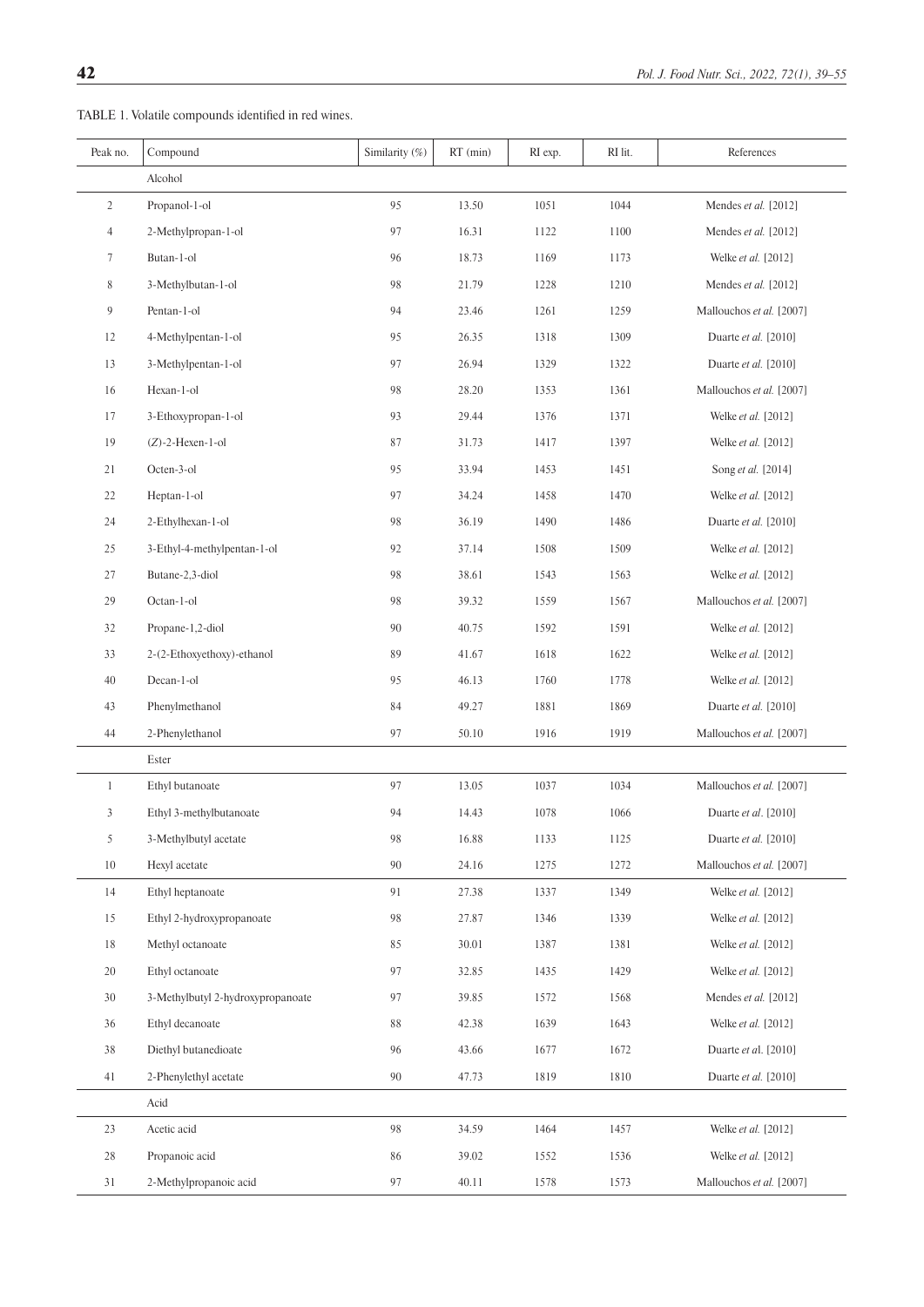TABLE 1. Volatile compounds identified in red wines.

| Peak no. | Compound | Similarity (%) | RT (min) | RI exp. | RI lit. | References |
|---|---|---|---|---|---|---|
| | Alcohol | | | | | |
| 2 | Propanol-1-ol | 95 | 13.50 | 1051 | 1044 | Mendes *et al.* [2012] |
| 4 | 2-Methylpropan-1-ol | 97 | 16.31 | 1122 | 1100 | Mendes *et al.* [2012] |
| 7 | Butan-1-ol | 96 | 18.73 | 1169 | 1173 | Welke *et al.* [2012] |
| 8 | 3-Methylbutan-1-ol | 98 | 21.79 | 1228 | 1210 | Mendes *et al.* [2012] |
| 9 | Pentan-1-ol | 94 | 23.46 | 1261 | 1259 | Mallouchos *et al.* [2007] |
| 12 | 4-Methylpentan-1-ol | 95 | 26.35 | 1318 | 1309 | Duarte *et al.* [2010] |
| 13 | 3-Methylpentan-1-ol | 97 | 26.94 | 1329 | 1322 | Duarte *et al.* [2010] |
| 16 | Hexan-1-ol | 98 | 28.20 | 1353 | 1361 | Mallouchos *et al.* [2007] |
| 17 | 3-Ethoxypropan-1-ol | 93 | 29.44 | 1376 | 1371 | Welke *et al.* [2012] |
| 19 | (*Z*)-2-Hexen-1-ol | 87 | 31.73 | 1417 | 1397 | Welke *et al.* [2012] |
| 21 | Octen-3-ol | 95 | 33.94 | 1453 | 1451 | Song *et al.* [2014] |
| 22 | Heptan-1-ol | 97 | 34.24 | 1458 | 1470 | Welke *et al.* [2012] |
| 24 | 2-Ethylhexan-1-ol | 98 | 36.19 | 1490 | 1486 | Duarte *et al.* [2010] |
| 25 | 3-Ethyl-4-methylpentan-1-ol | 92 | 37.14 | 1508 | 1509 | Welke *et al.* [2012] |
| 27 | Butane-2,3-diol | 98 | 38.61 | 1543 | 1563 | Welke *et al.* [2012] |
| 29 | Octan-1-ol | 98 | 39.32 | 1559 | 1567 | Mallouchos *et al.* [2007] |
| 32 | Propane-1,2-diol | 90 | 40.75 | 1592 | 1591 | Welke *et al.* [2012] |
| 33 | 2-(2-Ethoxyethoxy)-ethanol | 89 | 41.67 | 1618 | 1622 | Welke *et al.* [2012] |
| 40 | Decan-1-ol | 95 | 46.13 | 1760 | 1778 | Welke *et al.* [2012] |
| 43 | Phenylmethanol | 84 | 49.27 | 1881 | 1869 | Duarte *et al.* [2010] |
| 44 | 2-Phenylethanol | 97 | 50.10 | 1916 | 1919 | Mallouchos *et al.* [2007] |
| | Ester | | | | | |
| 1 | Ethyl butanoate | 97 | 13.05 | 1037 | 1034 | Mallouchos *et al.* [2007] |
| 3 | Ethyl 3-methylbutanoate | 94 | 14.43 | 1078 | 1066 | Duarte *et al*. [2010] |
| 5 | 3-Methylbutyl acetate | 98 | 16.88 | 1133 | 1125 | Duarte *et al.* [2010] |
| 10 | Hexyl acetate | 90 | 24.16 | 1275 | 1272 | Mallouchos *et al.* [2007] |
| 14 | Ethyl heptanoate | 91 | 27.38 | 1337 | 1349 | Welke *et al.* [2012] |
| 15 | Ethyl 2-hydroxypropanoate | 98 | 27.87 | 1346 | 1339 | Welke *et al.* [2012] |
| 18 | Methyl octanoate | 85 | 30.01 | 1387 | 1381 | Welke *et al.* [2012] |
| 20 | Ethyl octanoate | 97 | 32.85 | 1435 | 1429 | Welke *et al.* [2012] |
| 30 | 3-Methylbutyl 2-hydroxypropanoate | 97 | 39.85 | 1572 | 1568 | Mendes *et al.* [2012] |
| 36 | Ethyl decanoate | 88 | 42.38 | 1639 | 1643 | Welke *et al.* [2012] |
| 38 | Diethyl butanedioate | 96 | 43.66 | 1677 | 1672 | Duarte *et al*. [2010] |
| 41 | 2-Phenylethyl acetate | 90 | 47.73 | 1819 | 1810 | Duarte *et al.* [2010] |
| | Acid | | | | | |
| 23 | Acetic acid | 98 | 34.59 | 1464 | 1457 | Welke *et al.* [2012] |
| 28 | Propanoic acid | 86 | 39.02 | 1552 | 1536 | Welke *et al.* [2012] |
| 31 | 2-Methylpropanoic acid | 97 | 40.11 | 1578 | 1573 | Mallouchos *et al.* [2007] |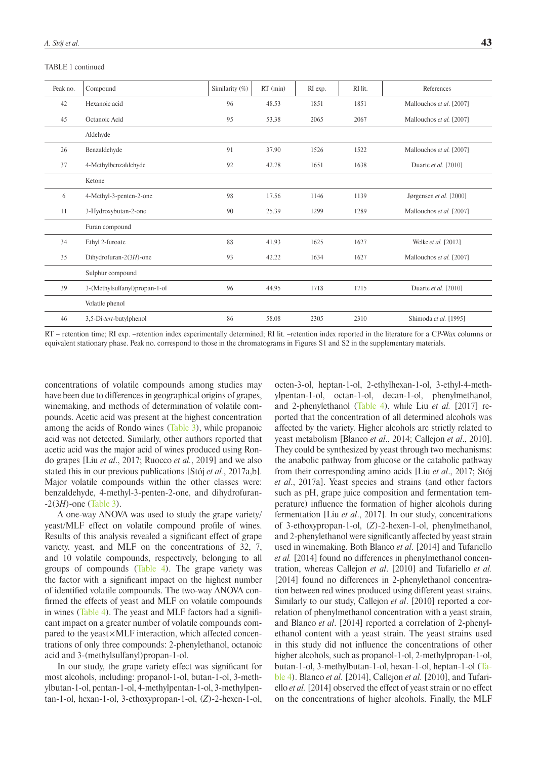TABLE 1 continued

| Peak no. | Compound | Similarity (%) | RT (min) | RI exp. | RI lit. | References |
|---|---|---|---|---|---|---|
| 42 | Hexanoic acid | 96 | 48.53 | 1851 | 1851 | Mallouchos *et al.* [2007] |
| 45 | Octanoic Acid | 95 | 53.38 | 2065 | 2067 | Mallouchos *et al.* [2007] |
| | Aldehyde | | | | | |
| 26 | Benzaldehyde | 91 | 37.90 | 1526 | 1522 | Mallouchos *et al.* [2007] |
| 37 | 4-Methylbenzaldehyde | 92 | 42.78 | 1651 | 1638 | Duarte *et al.* [2010] |
| | Ketone | | | | | |
| 6 | 4-Methyl-3-penten-2-one | 98 | 17.56 | 1146 | 1139 | Jørgensen *et al.* [2000] |
| 11 | 3-Hydroxybutan-2-one | 90 | 25.39 | 1299 | 1289 | Mallouchos *et al.* [2007] |
| | Furan compound | | | | | |
| 34 | Ethyl 2-furoate | 88 | 41.93 | 1625 | 1627 | Welke *et al.* [2012] |
| 35 | Dihydrofuran-2(3*H*)-one | 93 | 42.22 | 1634 | 1627 | Mallouchos *et al.* [2007] |
| | Sulphur compound | | | | | |
| 39 | 3-(Methylsulfanyl)propan-1-ol | 96 | 44.95 | 1718 | 1715 | Duarte *et al.* [2010] |
| | Volatile phenol | | | | | |
| 46 | 3,5-Di-*tert*-butylphenol | 86 | 58.08 | 2305 | 2310 | Shimoda *et al.* [1995] |

RT – retention time; RI exp. –retention index experimentally determined; RI lit. –retention index reported in the literature for a CP-Wax columns or equivalent stationary phase. Peak no. correspond to those in the chromatograms in Figures S1 and S2 in the supplementary materials.

concentrations of volatile compounds among studies may have been due to differences in geographical origins of grapes, winemaking, and methods of determination of volatile compounds. Acetic acid was present at the highest concentration among the acids of Rondo wines (Table 3), while propanoic acid was not detected. Similarly, other authors reported that acetic acid was the major acid of wines produced using Rondo grapes [Liu *et al*., 2017; Ruocco *et al.*, 2019] and we also stated this in our previous publications [Stój *et al.*, 2017a,b]. Major volatile compounds within the other classes were: benzaldehyde, 4-methyl-3-penten-2-one, and dihydrofuran-2(3*H*)-one (Table 3).

A one-way ANOVA was used to study the grape variety/yeast/MLF effect on volatile compound profile of wines. Results of this analysis revealed a significant effect of grape variety, yeast, and MLF on the concentrations of 32, 7, and 10 volatile compounds, respectively, belonging to all groups of compounds (Table 4). The grape variety was the factor with a significant impact on the highest number of identified volatile compounds. The two-way ANOVA confirmed the effects of yeast and MLF on volatile compounds in wines (Table 4). The yeast and MLF factors had a significant impact on a greater number of volatile compounds compared to the yeast×MLF interaction, which affected concentrations of only three compounds: 2-phenylethanol, octanoic acid and 3-(methylsulfanyl)propan-1-ol.

In our study, the grape variety effect was significant for most alcohols, including: propanol-1-ol, butan-1-ol, 3-methylbutan-1-ol, pentan-1-ol, 4-methylpentan-1-ol, 3-methylpentan-1-ol, hexan-1-ol, 3-ethoxypropan-1-ol, (*Z*)-2-hexen-1-ol, octen-3-ol, heptan-1-ol, 2-ethylhexan-1-ol, 3-ethyl-4-methylpentan-1-ol, octan-1-ol, decan-1-ol, phenylmethanol, and 2-phenylethanol (Table 4), while Liu *et al.* [2017] reported that the concentration of all determined alcohols was affected by the variety. Higher alcohols are strictly related to yeast metabolism [Blanco *et al*., 2014; Callejon *et al*., 2010]. They could be synthesized by yeast through two mechanisms: the anabolic pathway from glucose or the catabolic pathway from their corresponding amino acids [Liu *et al*., 2017; Stój *et al*., 2017a]. Yeast species and strains (and other factors such as pH, grape juice composition and fermentation temperature) influence the formation of higher alcohols during fermentation [Liu *et al*., 2017]. In our study, concentrations of 3-ethoxypropan-1-ol, (*Z*)-2-hexen-1-ol, phenylmethanol, and 2-phenylethanol were significantly affected by yeast strain used in winemaking. Both Blanco *et al.* [2014] and Tufariello *et al.* [2014] found no differences in phenylmethanol concentration, whereas Callejon *et al*. [2010] and Tufariello *et al.* [2014] found no differences in 2-phenylethanol concentration between red wines produced using different yeast strains. Similarly to our study, Callejon *et al*. [2010] reported a correlation of phenylmethanol concentration with a yeast strain, and Blanco *et al*. [2014] reported a correlation of 2-phenylethanol content with a yeast strain. The yeast strains used in this study did not influence the concentrations of other higher alcohols, such as propanol-1-ol, 2-methylpropan-1-ol, butan-1-ol, 3-methylbutan-1-ol, hexan-1-ol, heptan-1-ol (Table 4). Blanco *et al.* [2014], Callejon *et al.* [2010], and Tufariello *et al.* [2014] observed the effect of yeast strain or no effect on the concentrations of higher alcohols. Finally, the MLF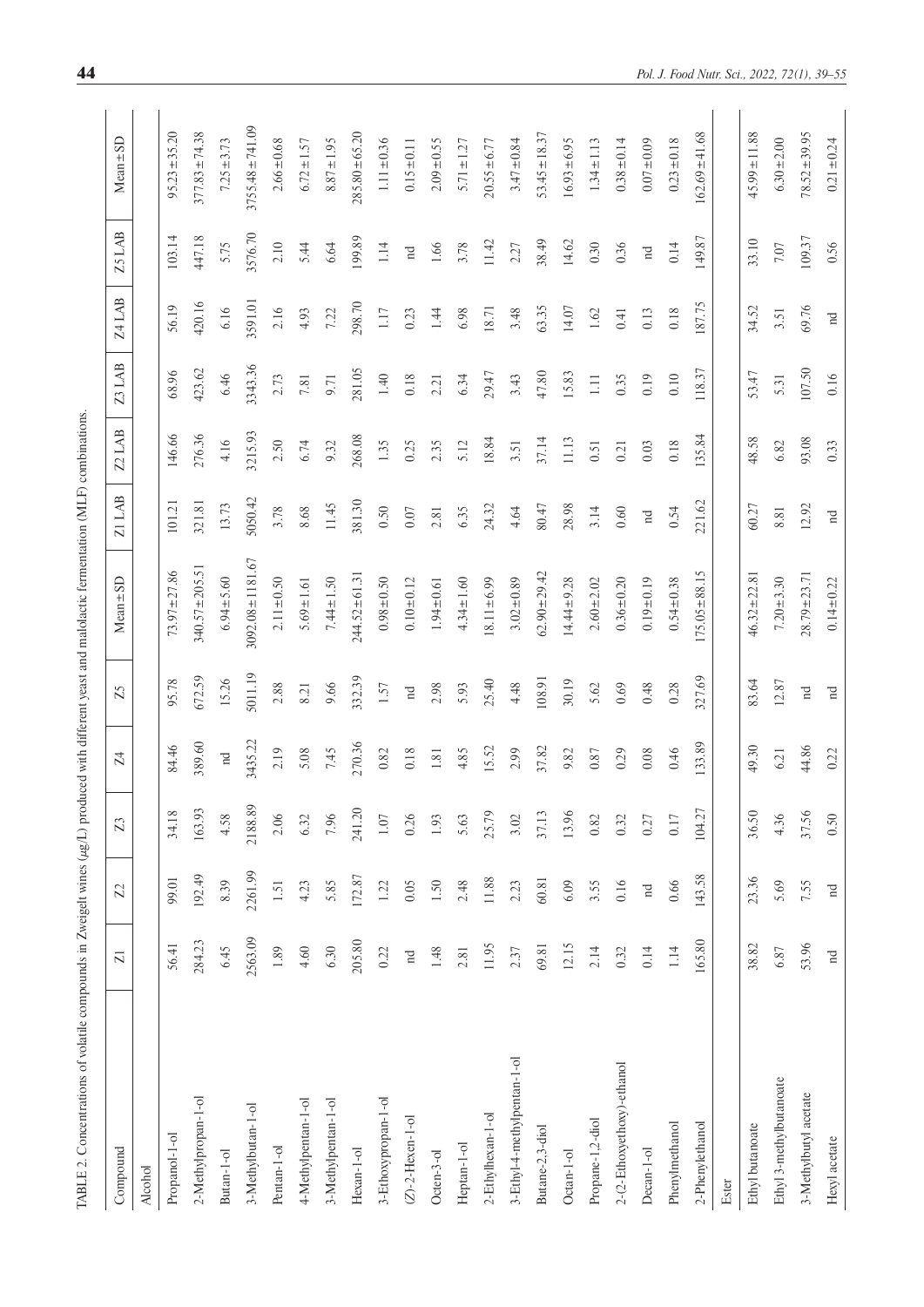TABLE 2. Concentrations of volatile compounds in Zweigelt wines (µg/L) produced with different yeast and malolactic fermentation (MLF) combinations.

| Compound | Z1 | Z2 | Z3 | Z4 | Z5 | Mean±SD | Z1 LAB | Z2 LAB | Z3 LAB | Z4 LAB | Z5 LAB | Mean±SD |
|---|---|---|---|---|---|---|---|---|---|---|---|---|
| Alcohol | | | | | | | | | | | | |
| Propanol-1-ol | 56.41 | 99.01 | 34.18 | 84.46 | 95.78 | 73.97±27.86 | 101.21 | 146.66 | 68.96 | 56.19 | 103.14 | 95.23±35.20 |
| 2-Methylpropan-1-ol | 284.23 | 192.49 | 163.93 | 389.60 | 672.59 | 340.57±205.51 | 321.81 | 276.36 | 423.62 | 420.16 | 447.18 | 377.83±74.38 |
| Butan-1-ol | 6.45 | 8.39 | 4.58 | nd | 15.26 | 6.94±5.60 | 13.73 | 4.16 | 6.46 | 6.16 | 5.75 | 7.25±3.73 |
| 3-Methylbutan-1-ol | 2563.09 | 2261.99 | 2188.89 | 3435.22 | 5011.19 | 3092.08±1181.67 | 5050.42 | 3215.93 | 3343.36 | 3591.01 | 3576.70 | 3755.48±741.09 |
| Pentan-1-ol | 1.89 | 1.51 | 2.06 | 2.19 | 2.88 | 2.11±0.50 | 3.78 | 2.50 | 2.73 | 2.16 | 2.10 | 2.66±0.68 |
| 4-Methylpentan-1-ol | 4.60 | 4.23 | 6.32 | 5.08 | 8.21 | 5.69±1.61 | 8.68 | 6.74 | 7.81 | 4.93 | 5.44 | 6.72±1.57 |
| 3-Methylpentan-1-ol | 6.30 | 5.85 | 7.96 | 7.45 | 9.66 | 7.44±1.50 | 11.45 | 9.32 | 9.71 | 7.22 | 6.64 | 8.87±1.95 |
| Hexan-1-ol | 205.80 | 172.87 | 241.20 | 270.36 | 332.39 | 244.52±61.31 | 381.30 | 268.08 | 281.05 | 298.70 | 199.89 | 285.80±65.20 |
| 3-Ethoxypropan-1-ol | 0.22 | 1.22 | 1.07 | 0.82 | 1.57 | 0.98±0.50 | 0.50 | 1.35 | 1.40 | 1.17 | 1.14 | 1.11±0.36 |
| (Z)-2-Hexen-1-ol | nd | 0.05 | 0.26 | 0.18 | nd | 0.10±0.12 | 0.07 | 0.25 | 0.18 | 0.23 | nd | 0.15±0.11 |
| Octen-3-ol | 1.48 | 1.50 | 1.93 | 1.81 | 2.98 | 1.94±0.61 | 2.81 | 2.35 | 2.21 | 1.44 | 1.66 | 2.09±0.55 |
| Heptan-1-ol | 2.81 | 2.48 | 5.63 | 4.85 | 5.93 | 4.34±1.60 | 6.35 | 5.12 | 6.34 | 6.98 | 3.78 | 5.71±1.27 |
| 2-Ethylhexan-1-ol | 11.95 | 11.88 | 25.79 | 15.52 | 25.40 | 18.11±6.99 | 24.32 | 18.84 | 29.47 | 18.71 | 11.42 | 20.55±6.77 |
| 3-Ethyl-4-methylpentan-1-ol | 2.37 | 2.23 | 3.02 | 2.99 | 4.48 | 3.02±0.89 | 4.64 | 3.51 | 3.43 | 3.48 | 2.27 | 3.47±0.84 |
| Butane-2,3-diol | 69.81 | 60.81 | 37.13 | 37.82 | 108.91 | 62.90±29.42 | 80.47 | 37.14 | 47.80 | 63.35 | 38.49 | 53.45±18.37 |
| Octan-1-ol | 12.15 | 6.09 | 13.96 | 9.82 | 30.19 | 14.44±9.28 | 28.98 | 11.13 | 15.83 | 14.07 | 14.62 | 16.93±6.95 |
| Propane-1,2-diol | 2.14 | 3.55 | 0.82 | 0.87 | 5.62 | 2.60±2.02 | 3.14 | 0.51 | 1.11 | 1.62 | 0.30 | 1.34±1.13 |
| 2-(2-Ethoxyethoxy)-ethanol | 0.32 | 0.16 | 0.32 | 0.29 | 0.69 | 0.36±0.20 | 0.60 | 0.21 | 0.35 | 0.41 | 0.36 | 0.38±0.14 |
| Decan-1-ol | 0.14 | nd | 0.27 | 0.08 | 0.48 | 0.19±0.19 | nd | 0.03 | 0.19 | 0.13 | nd | 0.07±0.09 |
| Phenylmethanol | 1.14 | 0.66 | 0.17 | 0.46 | 0.28 | 0.54±0.38 | 0.54 | 0.18 | 0.10 | 0.18 | 0.14 | 0.23±0.18 |
| 2-Phenylethanol | 165.80 | 143.58 | 104.27 | 133.89 | 327.69 | 175.05±88.15 | 221.62 | 135.84 | 118.37 | 187.75 | 149.87 | 162.69±41.68 |
| Ester | | | | | | | | | | | | |
| Ethyl butanoate | 38.82 | 23.36 | 36.50 | 49.30 | 83.64 | 46.32±22.81 | 60.27 | 48.58 | 53.47 | 34.52 | 33.10 | 45.99±11.88 |
| Ethyl 3-methylbutanoate | 6.87 | 5.69 | 4.36 | 6.21 | 12.87 | 7.20±3.30 | 8.81 | 6.82 | 5.31 | 3.51 | 7.07 | 6.30±2.00 |
| 3-Methylbutyl acetate | 53.96 | 7.55 | 37.56 | 44.86 | nd | 28.79±23.71 | 12.92 | 93.08 | 107.50 | 69.76 | 109.37 | 78.52±39.95 |
| Hexyl acetate | nd | nd | 0.50 | 0.22 | nd | 0.14±0.22 | nd | 0.33 | 0.16 | nd | 0.56 | 0.21±0.24 |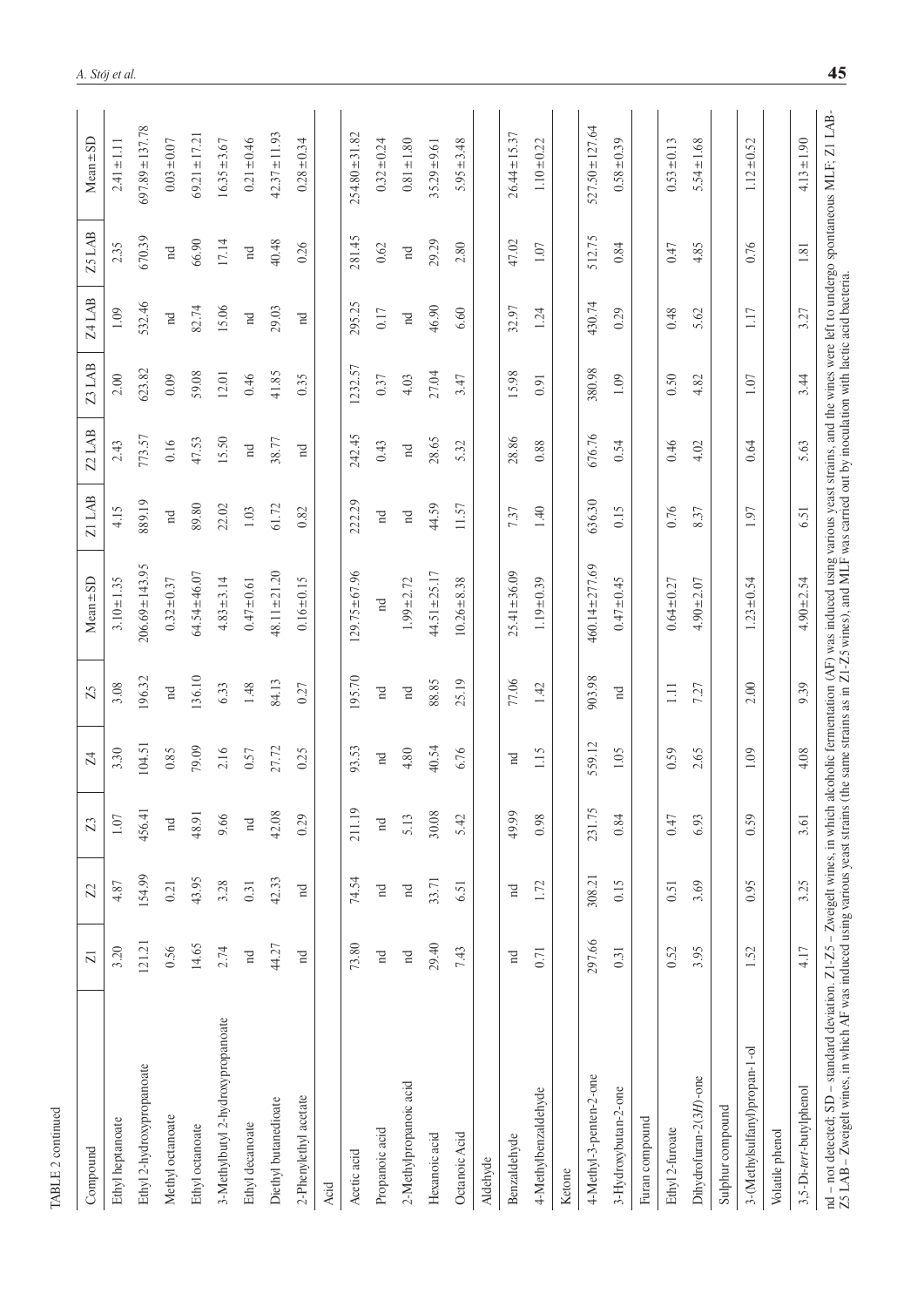TABLE 2 continued

| Compound | Z1 | Z2 | Z3 | Z4 | Z5 | Mean±SD | Z1 LAB | Z2 LAB | Z3 LAB | Z4 LAB | Z5 LAB | Mean±SD |
|---|---|---|---|---|---|---|---|---|---|---|---|---|
| Ethyl heptanoate | 3.20 | 4.87 | 1.07 | 3.30 | 3.08 | 3.10±1.35 | 4.15 | 2.43 | 2.00 | 1.09 | 2.35 | 2.41±1.11 |
| Ethyl 2-hydroxypropanoate | 121.21 | 154.99 | 456.41 | 104.51 | 196.32 | 206.69±143.95 | 889.19 | 773.57 | 623.82 | 532.46 | 670.39 | 697.89±137.78 |
| Methyl octanoate | 0.56 | 0.21 | nd | 0.85 | nd | 0.32±0.37 | nd | 0.16 | 0.09 | nd | nd | 0.03±0.07 |
| Ethyl octanoate | 14.65 | 43.95 | 48.91 | 79.09 | 136.10 | 64.54±46.07 | 89.80 | 47.53 | 59.08 | 82.74 | 66.90 | 69.21±17.21 |
| 3-Methylbutyl 2-hydroxypropanoate | 2.74 | 3.28 | 9.66 | 2.16 | 6.33 | 4.83±3.14 | 22.02 | 15.50 | 12.01 | 15.06 | 17.14 | 16.35±3.67 |
| Ethyl decanoate | nd | 0.31 | nd | 0.57 | 1.48 | 0.47±0.61 | 1.03 | nd | 0.46 | nd | nd | 0.21±0.46 |
| Diethyl butanedioate | 44.27 | 42.33 | 42.08 | 27.72 | 84.13 | 48.11±21.20 | 61.72 | 38.77 | 41.85 | 29.03 | 40.48 | 42.37±11.93 |
| 2-Phenylethyl acetate | nd | nd | 0.29 | 0.25 | 0.27 | 0.16±0.15 | 0.82 | nd | 0.35 | nd | 0.26 | 0.28±0.34 |
| Acid | | | | | | | | | | | | |
| Acetic acid | 73.80 | 74.54 | 211.19 | 93.53 | 195.70 | 129.75±67.96 | 222.29 | 242.45 | 1232.57 | 295.25 | 281.45 | 254.80±31.82 |
| Propanoic acid | nd | nd | nd | nd | nd | nd | nd | 0.43 | 0.37 | 0.17 | 0.62 | 0.32±0.24 |
| 2-Methylpropanoic acid | nd | nd | 5.13 | 4.80 | nd | 1.99±2.72 | nd | nd | 4.03 | nd | nd | 0.81±1.80 |
| Hexanoic acid | 29.40 | 33.71 | 30.08 | 40.54 | 88.85 | 44.51±25.17 | 44.59 | 28.65 | 27.04 | 46.90 | 29.29 | 35.29±9.61 |
| Octanoic Acid | 7.43 | 6.51 | 5.42 | 6.76 | 25.19 | 10.26±8.38 | 11.57 | 5.32 | 3.47 | 6.60 | 2.80 | 5.95±3.48 |
| Aldehyde | | | | | | | | | | | | |
| Benzaldehyde | nd | nd | 49.99 | nd | 77.06 | 25.41±36.09 | 7.37 | 28.86 | 15.98 | 32.97 | 47.02 | 26.44±15.37 |
| 4-Methylbenzaldehyde | 0.71 | 1.72 | 0.98 | 1.15 | 1.42 | 1.19±0.39 | 1.40 | 0.88 | 0.91 | 1.24 | 1.07 | 1.10±0.22 |
| Ketone | | | | | | | | | | | | |
| 4-Methyl-3-penten-2-one | 297.66 | 308.21 | 231.75 | 559.12 | 903.98 | 460.14±277.69 | 636.30 | 676.76 | 380.98 | 430.74 | 512.75 | 527.50±127.64 |
| 3-Hydroxybutan-2-one | 0.31 | 0.15 | 0.84 | 1.05 | nd | 0.47±0.45 | 0.15 | 0.54 | 1.09 | 0.29 | 0.84 | 0.58±0.39 |
| Furan compound | | | | | | | | | | | | |
| Ethyl 2-furoate | 0.52 | 0.51 | 0.47 | 0.59 | 1.11 | 0.64±0.27 | 0.76 | 0.46 | 0.50 | 0.48 | 0.47 | 0.53±0.13 |
| Dihydrofuran-2(3*H*)-one | 3.95 | 3.69 | 6.93 | 2.65 | 7.27 | 4.90±2.07 | 8.37 | 4.02 | 4.82 | 5.62 | 4.85 | 5.54±1.68 |
| Sulphur compound | | | | | | | | | | | | |
| 3-(Methylsulfanyl)propan-1-ol | 1.52 | 0.95 | 0.59 | 1.09 | 2.00 | 1.23±0.54 | 1.97 | 0.64 | 1.07 | 1.17 | 0.76 | 1.12±0.52 |
| Volatile phenol | | | | | | | | | | | | |
| 3,5-Di-*tert*-butylphenol | 4.17 | 3.25 | 3.61 | 4.08 | 9.39 | 4.90±2.54 | 6.51 | 5.63 | 3.44 | 3.27 | 1.81 | 4.13±1.90 |

nd – not detected; SD – standard deviation. Z1-Z5 – Zweigelt wines, in which alcoholic fermentation (AF) was induced using various yeast strains, and the wines were left to undergo spontaneous MLF; Z1 LAB-Z5 LAB – Zweigelt wines, in which AF was induced using various yeast strains (the same strains as in Z1-Z5 wines), and MLF was carried out by inoculation with lactic acid bacteria.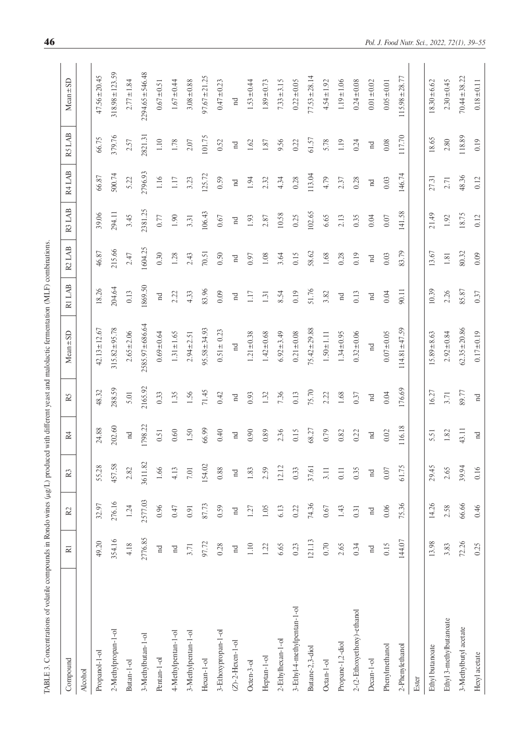TABLE 3. Concentrations of volatile compounds in Rondo wines (μg/L) produced with different yeast and malolactic fermentation (MLF) combinations.

| Compound | R1 | R2 | R3 | R4 | R5 | Mean±SD | R1 LAB | R2 LAB | R3 LAB | R4 LAB | R5 LAB | Mean±SD |
|---|---|---|---|---|---|---|---|---|---|---|---|---|
| Alcohol | | | | | | | | | | | | |
| Propanol-1-ol | 49.20 | 32.97 | 55.28 | 24.88 | 48.32 | 42.13±12.67 | 18.26 | 46.87 | 39.06 | 66.87 | 66.75 | 47.56±20.45 |
| 2-Methylpropan-1-ol | 354.16 | 276.16 | 457.58 | 202.60 | 288.59 | 315.82±95.78 | 204.64 | 215.66 | 294.11 | 500.74 | 379.76 | 318.98±123.59 |
| Butan-1-ol | 4.18 | 1.24 | 2.82 | nd | 5.01 | 2.65±2.06 | 0.13 | 2.47 | 3.45 | 5.22 | 2.57 | 2.77±1.84 |
| 3-Methylbutan-1-ol | 2776.85 | 2577.03 | 3611.82 | 1798.22 | 2165.92 | 2585.97±686.64 | 1869.50 | 1604.25 | 2381.25 | 2796.93 | 2821.31 | 2294.65±546.48 |
| Pentan-1-ol | nd | 0.96 | 1.66 | 0.51 | 0.33 | 0.69±0.64 | nd | 0.30 | 0.77 | 1.16 | 1.10 | 0.67±0.51 |
| 4-Methylpentan-1-ol | nd | 0.47 | 4.13 | 0.60 | 1.35 | 1.31±1.65 | 2.22 | 1.28 | 1.90 | 1.17 | 1.78 | 1.67±0.44 |
| 3-Methylpentan-1-ol | 3.71 | 0.91 | 7.01 | 1.50 | 1.56 | 2.94±2.51 | 4.33 | 2.43 | 3.31 | 3.23 | 2.07 | 3.08±0.88 |
| Hexan-1-ol | 97.72 | 87.73 | 154.02 | 66.99 | 71.45 | 95.58±34.93 | 83.96 | 70.51 | 106.43 | 125.72 | 101.75 | 97.67±21.25 |
| 3-Ethoxypropan-1-ol | 0.28 | 0.59 | 0.88 | 0.40 | 0.42 | 0.51± 0.23 | 0.09 | 0.50 | 0.67 | 0.59 | 0.52 | 0.47±0.23 |
| (Z)-2-Hexen-1-ol | nd | nd | nd | nd | nd | nd | nd | nd | nd | nd | nd | nd |
| Octen-3-ol | 1.10 | 1.27 | 1.83 | 0.90 | 0.93 | 1.21±0.38 | 1.17 | 0.97 | 1.93 | 1.94 | 1.62 | 1.53±0.44 |
| Heptan-1-ol | 1.22 | 1.05 | 2.59 | 0.89 | 1.32 | 1.42±0.68 | 1.31 | 1.08 | 2.87 | 2.32 | 1.87 | 1.89±0.73 |
| 2-Ethylhexan-1-ol | 6.65 | 6.13 | 12.12 | 2.36 | 7.36 | 6.92±3.49 | 8.54 | 3.64 | 10.58 | 4.34 | 9.56 | 7.33±3.15 |
| 3-Ethyl-4-methylpentan-1-ol | 0.23 | 0.22 | 0.33 | 0.15 | 0.13 | 0.21±0.08 | 0.19 | 0.15 | 0.25 | 0.28 | 0.22 | 0.22±0.05 |
| Butane-2,3-diol | 121.13 | 74.36 | 37.61 | 68.27 | 75.70 | 75.42±29.88 | 51.76 | 58.62 | 102.65 | 113.04 | 61.57 | 77.53±28.14 |
| Octan-1-ol | 0.70 | 0.67 | 3.11 | 0.79 | 2.22 | 1.50±1.11 | 3.82 | 1.68 | 6.65 | 4.79 | 5.78 | 4.54±1.92 |
| Propane-1,2-diol | 2.65 | 1.43 | 0.11 | 0.82 | 1.68 | 1.34±0.95 | nd | 0.28 | 2.13 | 2.37 | 1.19 | 1.19±1.06 |
| 2-(2-Ethoxyethoxy)-ethanol | 0.34 | 0.31 | 0.35 | 0.22 | 0.37 | 0.32±0.06 | 0.13 | 0.19 | 0.35 | 0.28 | 0.24 | 0.24±0.08 |
| Decan-1-ol | nd | nd | nd | nd | nd | nd | nd | nd | 0.04 | nd | nd | 0.01±0.02 |
| Phenylmethanol | 0.15 | 0.06 | 0.07 | 0.02 | 0.04 | 0.07±0.05 | 0.04 | 0.03 | 0.07 | 0.03 | 0.08 | 0.05±0.01 |
| 2-Phenylethanol | 144.07 | 75.36 | 61.75 | 116.18 | 176.69 | 114.81±47.59 | 90.11 | 83.79 | 141.58 | 146.74 | 117.70 | 115.98±28.77 |
| Ester | | | | | | | | | | | | |
| Ethyl butanoate | 13.98 | 14.26 | 29.45 | 5.51 | 16.27 | 15.89±8.63 | 10.39 | 13.67 | 21.49 | 27.31 | 18.65 | 18.30±6.62 |
| Ethyl 3-methylbutanoate | 3.83 | 2.58 | 2.65 | 1.82 | 3.71 | 2.92±0.84 | 2.26 | 1.81 | 1.92 | 2.71 | 2.80 | 2.30±0.45 |
| 3-Methylbutyl acetate | 72.26 | 66.66 | 39.94 | 43.11 | 89.77 | 62.35±20.86 | 85.87 | 80.32 | 18.75 | 48.36 | 118.89 | 70.44±38.22 |
| Hexyl acetate | 0.25 | 0.46 | 0.16 | nd | nd | 0.17±0.19 | 0.37 | 0.09 | 0.12 | 0.12 | 0.19 | 0.18±0.11 |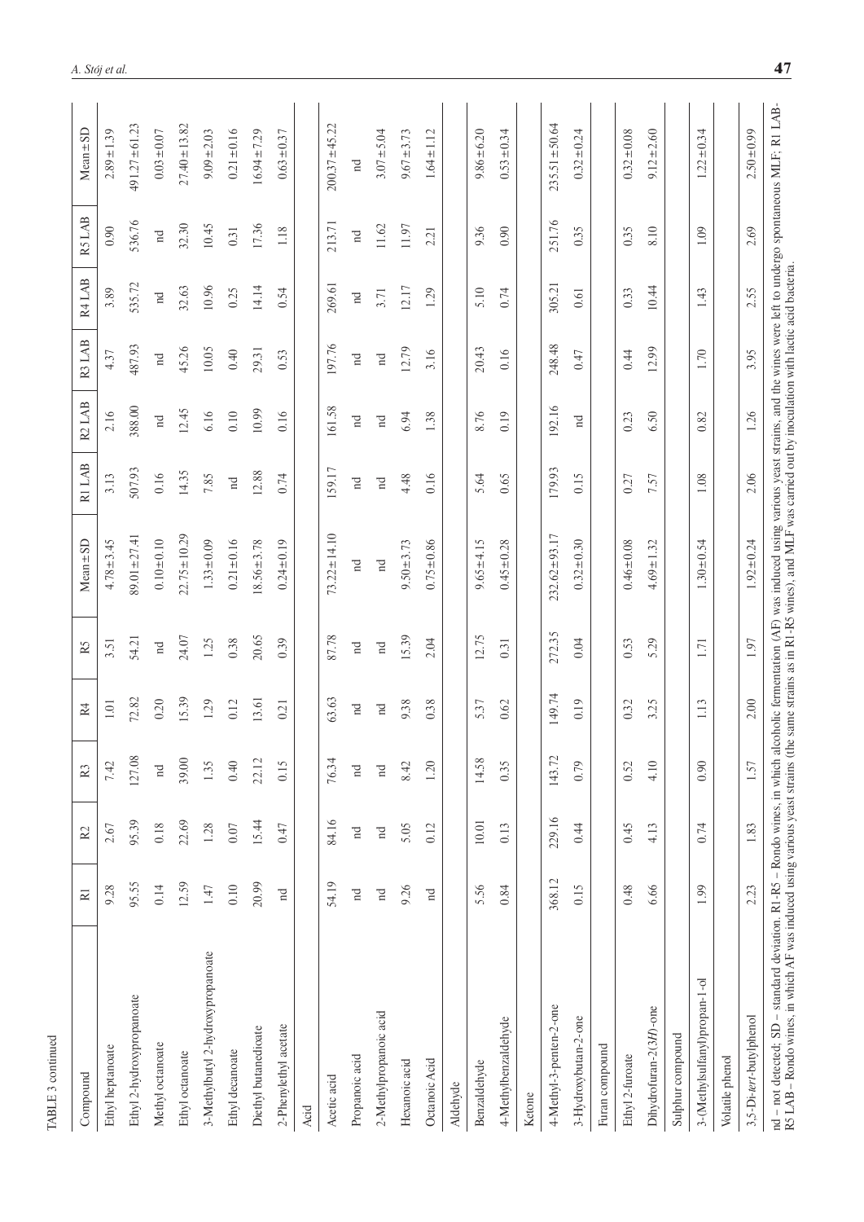TABLE 3 continued

| Compound | R1 | R2 | R3 | R4 | R5 | Mean±SD | R1 LAB | R2 LAB | R3 LAB | R4 LAB | R5 LAB | Mean±SD |
|---|---|---|---|---|---|---|---|---|---|---|---|---|
| Ethyl heptanoate | 9.28 | 2.67 | 7.42 | 1.01 | 3.51 | 4.78±3.45 | 3.13 | 2.16 | 4.37 | 3.89 | 0.90 | 2.89±1.39 |
| Ethyl 2-hydroxypropanoate | 95.55 | 95.39 | 127.08 | 72.82 | 54.21 | 89.01±27.41 | 507.93 | 388.00 | 487.93 | 535.72 | 536.76 | 491.27±61.23 |
| Methyl octanoate | 0.14 | 0.18 | nd | 0.20 | nd | 0.10±0.10 | 0.16 | nd | nd | nd | nd | 0.03±0.07 |
| Ethyl octanoate | 12.59 | 22.69 | 39.00 | 15.39 | 24.07 | 22.75±10.29 | 14.35 | 12.45 | 45.26 | 32.63 | 32.30 | 27.40±13.82 |
| 3-Methylbutyl 2-hydroxypropanoate | 1.47 | 1.28 | 1.35 | 1.29 | 1.25 | 1.33±0.09 | 7.85 | 6.16 | 10.05 | 10.96 | 10.45 | 9.09±2.03 |
| Ethyl decanoate | 0.10 | 0.07 | 0.40 | 0.12 | 0.38 | 0.21±0.16 | nd | 0.10 | 0.40 | 0.25 | 0.31 | 0.21±0.16 |
| Diethyl butanedioate | 20.99 | 15.44 | 22.12 | 13.61 | 20.65 | 18.56±3.78 | 12.88 | 10.99 | 29.31 | 14.14 | 17.36 | 16.94±7.29 |
| 2-Phenylethyl acetate | nd | 0.47 | 0.15 | 0.21 | 0.39 | 0.24±0.19 | 0.74 | 0.16 | 0.53 | 0.54 | 1.18 | 0.63±0.37 |
| Acid | | | | | | | | | | | | |
| Acetic acid | 54.19 | 84.16 | 76.34 | 63.63 | 87.78 | 73.22±14.10 | 159.17 | 161.58 | 197.76 | 269.61 | 213.71 | 200.37±45.22 |
| Propanoic acid | nd | nd | nd | nd | nd | nd | nd | nd | nd | nd | nd | nd |
| 2-Methylpropanoic acid | nd | nd | nd | nd | nd | nd | nd | nd | nd | 3.71 | 11.62 | 3.07±5.04 |
| Hexanoic acid | 9.26 | 5.05 | 8.42 | 9.38 | 15.39 | 9.50±3.73 | 4.48 | 6.94 | 12.79 | 12.17 | 11.97 | 9.67±3.73 |
| Octanoic Acid | nd | 0.12 | 1.20 | 0.38 | 2.04 | 0.75±0.86 | 0.16 | 1.38 | 3.16 | 1.29 | 2.21 | 1.64±1.12 |
| Aldehyde | | | | | | | | | | | | |
| Benzaldehyde | 5.56 | 10.01 | 14.58 | 5.37 | 12.75 | 9.65±4.15 | 5.64 | 8.76 | 20.43 | 5.10 | 9.36 | 9.86±6.20 |
| 4-Methylbenzaldehyde | 0.84 | 0.13 | 0.35 | 0.62 | 0.31 | 0.45±0.28 | 0.65 | 0.19 | 0.16 | 0.74 | 0.90 | 0.53±0.34 |
| Ketone | | | | | | | | | | | | |
| 4-Methyl-3-penten-2-one | 368.12 | 229.16 | 143.72 | 149.74 | 272.35 | 232.62±93.17 | 179.93 | 192.16 | 248.48 | 305.21 | 251.76 | 235.51±50.64 |
| 3-Hydroxybutan-2-one | 0.15 | 0.44 | 0.79 | 0.19 | 0.04 | 0.32±0.30 | 0.15 | nd | 0.47 | 0.61 | 0.35 | 0.32±0.24 |
| Furan compound | | | | | | | | | | | | |
| Ethyl 2-furoate | 0.48 | 0.45 | 0.52 | 0.32 | 0.53 | 0.46±0.08 | 0.27 | 0.23 | 0.44 | 0.33 | 0.35 | 0.32±0.08 |
| Dihydrofuran-2(3*H*)-one | 6.66 | 4.13 | 4.10 | 3.25 | 5.29 | 4.69±1.32 | 7.57 | 6.50 | 12.99 | 10.44 | 8.10 | 9.12±2.60 |
| Sulphur compound | | | | | | | | | | | | |
| 3-(Methylsulfanyl)propan-1-ol | 1.99 | 0.74 | 0.90 | 1.13 | 1.71 | 1.30±0.54 | 1.08 | 0.82 | 1.70 | 1.43 | 1.09 | 1.22±0.34 |
| Volatile phenol | | | | | | | | | | | | |
| 3,5-Di-*tert*-butylphenol | 2.23 | 1.83 | 1.57 | 2.00 | 1.97 | 1.92±0.24 | 2.06 | 1.26 | 3.95 | 2.55 | 2.69 | 2.50±0.99 |

nd – not detected; SD – standard deviation. R1-R5 – Rondo wines, in which alcoholic fermentation (AF) was induced using various yeast strains, and the wines were left to undergo spontaneous MLF; R1 LAB-R5 LAB – Rondo wines, in which AF was induced using various yeast strains (the same strains as in R1-R5 wines), and MLF was carried out by inoculation with lactic acid bacteria.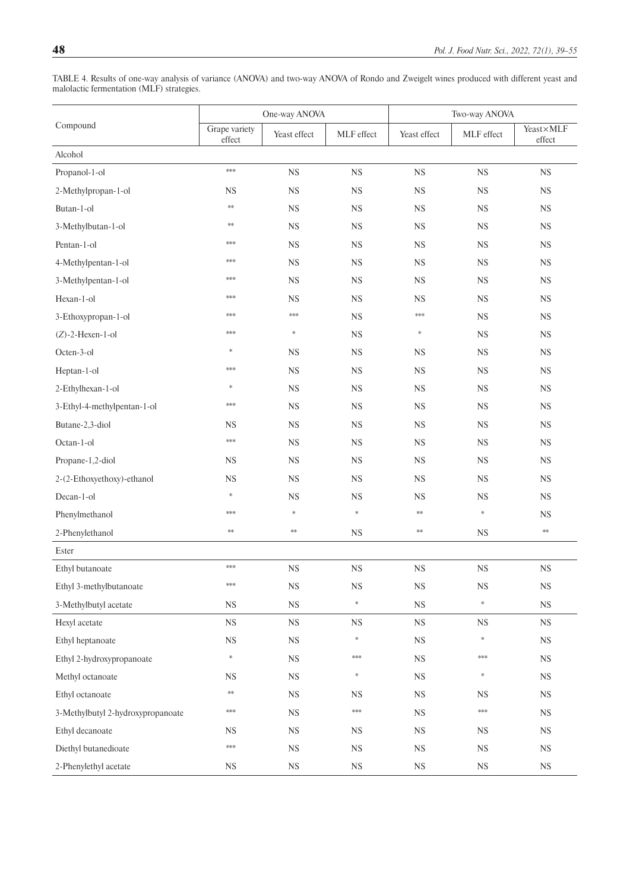TABLE 4. Results of one-way analysis of variance (ANOVA) and two-way ANOVA of Rondo and Zweigelt wines produced with different yeast and malolactic fermentation (MLF) strategies.

| Compound | One-way ANOVA | | | Two-way ANOVA | | |
|---|---|---|---|---|---|---|
| | Grape variety effect | Yeast effect | MLF effect | Yeast effect | MLF effect | Yeast×MLF effect |
| Alcohol | | | | | | |
| Propanol-1-ol | *** | NS | NS | NS | NS | NS |
| 2-Methylpropan-1-ol | NS | NS | NS | NS | NS | NS |
| Butan-1-ol | ** | NS | NS | NS | NS | NS |
| 3-Methylbutan-1-ol | ** | NS | NS | NS | NS | NS |
| Pentan-1-ol | *** | NS | NS | NS | NS | NS |
| 4-Methylpentan-1-ol | *** | NS | NS | NS | NS | NS |
| 3-Methylpentan-1-ol | *** | NS | NS | NS | NS | NS |
| Hexan-1-ol | *** | NS | NS | NS | NS | NS |
| 3-Ethoxypropan-1-ol | *** | *** | NS | *** | NS | NS |
| (*Z*)-2-Hexen-1-ol | *** | * | NS | * | NS | NS |
| Octen-3-ol | * | NS | NS | NS | NS | NS |
| Heptan-1-ol | *** | NS | NS | NS | NS | NS |
| 2-Ethylhexan-1-ol | * | NS | NS | NS | NS | NS |
| 3-Ethyl-4-methylpentan-1-ol | *** | NS | NS | NS | NS | NS |
| Butane-2,3-diol | NS | NS | NS | NS | NS | NS |
| Octan-1-ol | *** | NS | NS | NS | NS | NS |
| Propane-1,2-diol | NS | NS | NS | NS | NS | NS |
| 2-(2-Ethoxyethoxy)-ethanol | NS | NS | NS | NS | NS | NS |
| Decan-1-ol | * | NS | NS | NS | NS | NS |
| Phenylmethanol | *** | * | * | ** | * | NS |
| 2-Phenylethanol | ** | ** | NS | ** | NS | ** |
| Ester | | | | | | |
| Ethyl butanoate | *** | NS | NS | NS | NS | NS |
| Ethyl 3-methylbutanoate | *** | NS | NS | NS | NS | NS |
| 3-Methylbutyl acetate | NS | NS | * | NS | * | NS |
| Hexyl acetate | NS | NS | NS | NS | NS | NS |
| Ethyl heptanoate | NS | NS | * | NS | * | NS |
| Ethyl 2-hydroxypropanoate | * | NS | *** | NS | *** | NS |
| Methyl octanoate | NS | NS | * | NS | * | NS |
| Ethyl octanoate | ** | NS | NS | NS | NS | NS |
| 3-Methylbutyl 2-hydroxypropanoate | *** | NS | *** | NS | *** | NS |
| Ethyl decanoate | NS | NS | NS | NS | NS | NS |
| Diethyl butanedioate | *** | NS | NS | NS | NS | NS |
| 2-Phenylethyl acetate | NS | NS | NS | NS | NS | NS |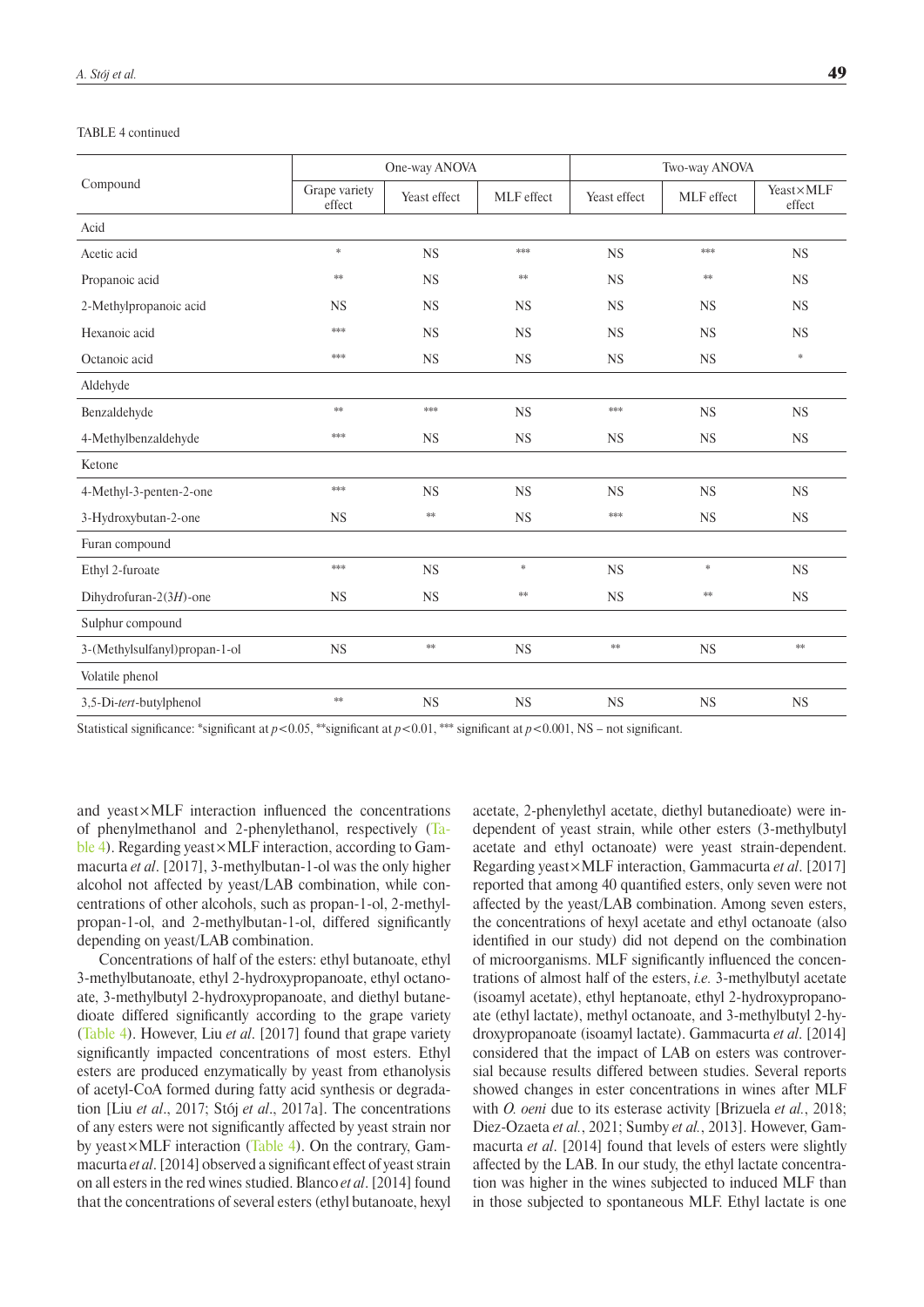TABLE 4 continued

| Compound | One-way ANOVA | | | Two-way ANOVA | | |
|---|---|---|---|---|---|---|
| | Grape variety effect | Yeast effect | MLF effect | Yeast effect | MLF effect | Yeast×MLF effect |
| Acid | | | | | | |
| Acetic acid | * | NS | *** | NS | *** | NS |
| Propanoic acid | ** | NS | ** | NS | ** | NS |
| 2-Methylpropanoic acid | NS | NS | NS | NS | NS | NS |
| Hexanoic acid | *** | NS | NS | NS | NS | NS |
| Octanoic acid | *** | NS | NS | NS | NS | * |
| Aldehyde | | | | | | |
| Benzaldehyde | ** | *** | NS | *** | NS | NS |
| 4-Methylbenzaldehyde | *** | NS | NS | NS | NS | NS |
| Ketone | | | | | | |
| 4-Methyl-3-penten-2-one | *** | NS | NS | NS | NS | NS |
| 3-Hydroxybutan-2-one | NS | ** | NS | *** | NS | NS |
| Furan compound | | | | | | |
| Ethyl 2-furoate | *** | NS | * | NS | * | NS |
| Dihydrofuran-2(3*H*)-one | NS | NS | ** | NS | ** | NS |
| Sulphur compound | | | | | | |
| 3-(Methylsulfanyl)propan-1-ol | NS | ** | NS | ** | NS | ** |
| Volatile phenol | | | | | | |
| 3,5-Di-*tert*-butylphenol | ** | NS | NS | NS | NS | NS |

Statistical significance: *significant at $p<0.05$, **significant at $p<0.01$, *** significant at $p<0.001$, NS – not significant.

and yeast×MLF interaction influenced the concentrations of phenylmethanol and 2-phenylethanol, respectively (Table 4). Regarding yeast×MLF interaction, according to Gammacurta *et al*. [2017], 3-methylbutan-1-ol was the only higher alcohol not affected by yeast/LAB combination, while concentrations of other alcohols, such as propan-1-ol, 2-methylpropan-1-ol, and 2-methylbutan-1-ol, differed significantly depending on yeast/LAB combination.

Concentrations of half of the esters: ethyl butanoate, ethyl 3-methylbutanoate, ethyl 2-hydroxypropanoate, ethyl octanoate, 3-methylbutyl 2-hydroxypropanoate, and diethyl butanedioate differed significantly according to the grape variety (Table 4). However, Liu *et al*. [2017] found that grape variety significantly impacted concentrations of most esters. Ethyl esters are produced enzymatically by yeast from ethanolysis of acetyl-CoA formed during fatty acid synthesis or degradation [Liu *et al*., 2017; Stój *et al*., 2017a]. The concentrations of any esters were not significantly affected by yeast strain nor by yeast×MLF interaction (Table 4). On the contrary, Gammacurta *et al*. [2014] observed a significant effect of yeast strain on all esters in the red wines studied. Blanco *et al*. [2014] found that the concentrations of several esters (ethyl butanoate, hexyl acetate, 2-phenylethyl acetate, diethyl butanedioate) were independent of yeast strain, while other esters (3-methylbutyl acetate and ethyl octanoate) were yeast strain-dependent. Regarding yeast×MLF interaction, Gammacurta *et al*. [2017] reported that among 40 quantified esters, only seven were not affected by the yeast/LAB combination. Among seven esters, the concentrations of hexyl acetate and ethyl octanoate (also identified in our study) did not depend on the combination of microorganisms. MLF significantly influenced the concentrations of almost half of the esters, *i.e.* 3-methylbutyl acetate (isoamyl acetate), ethyl heptanoate, ethyl 2-hydroxypropanoate (ethyl lactate), methyl octanoate, and 3-methylbutyl 2-hydroxypropanoate (isoamyl lactate). Gammacurta *et al*. [2014] considered that the impact of LAB on esters was controversial because results differed between studies. Several reports showed changes in ester concentrations in wines after MLF with *O. oeni* due to its esterase activity [Brizuela *et al.*, 2018; Diez-Ozaeta *et al.*, 2021; Sumby *et al.*, 2013]. However, Gammacurta *et al*. [2014] found that levels of esters were slightly affected by the LAB. In our study, the ethyl lactate concentration was higher in the wines subjected to induced MLF than in those subjected to spontaneous MLF. Ethyl lactate is one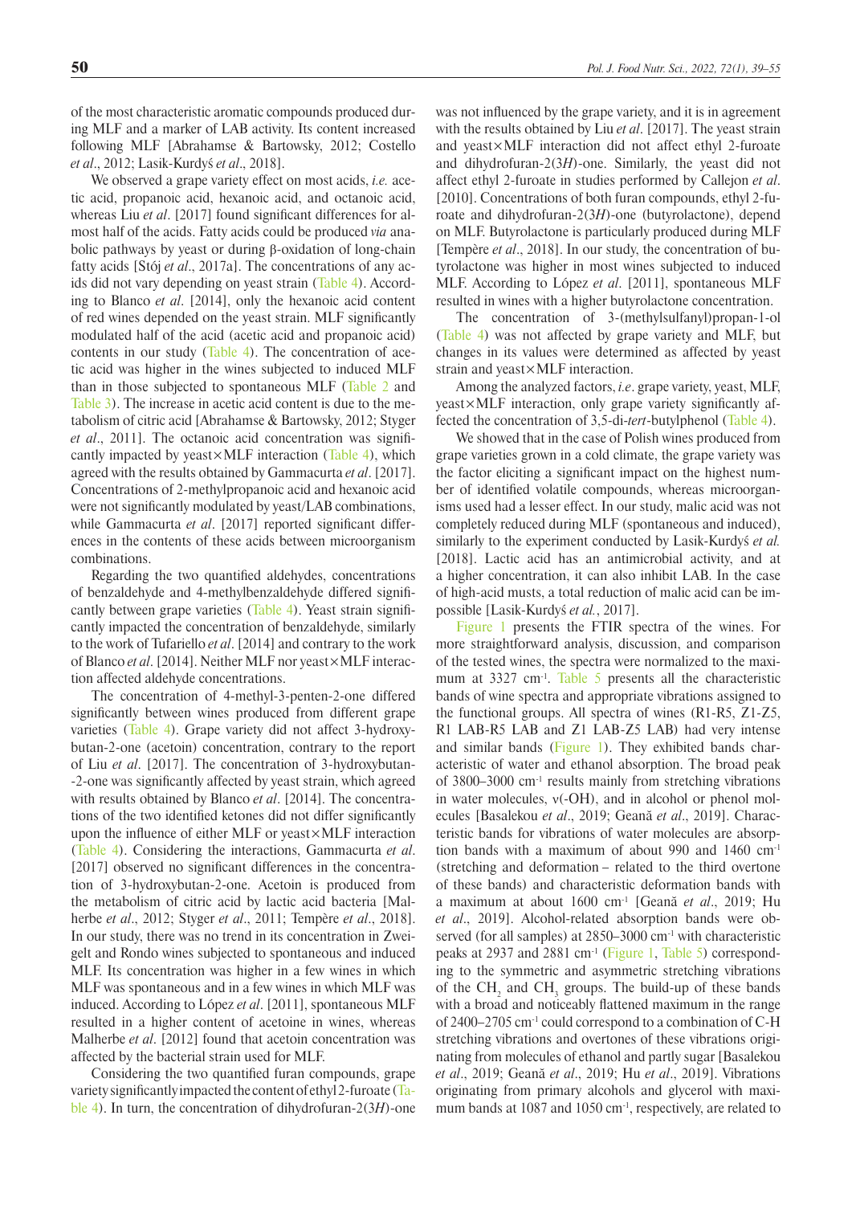of the most characteristic aromatic compounds produced during MLF and a marker of LAB activity. Its content increased following MLF [Abrahamse & Bartowsky, 2012; Costello *et al*., 2012; Lasik-Kurdyś *et al*., 2018].

We observed a grape variety effect on most acids, *i.e.* acetic acid, propanoic acid, hexanoic acid, and octanoic acid, whereas Liu *et al*. [2017] found significant differences for almost half of the acids. Fatty acids could be produced *via* anabolic pathways by yeast or during β-oxidation of long-chain fatty acids [Stój *et al*., 2017a]. The concentrations of any acids did not vary depending on yeast strain (Table 4). According to Blanco *et al*. [2014], only the hexanoic acid content of red wines depended on the yeast strain. MLF significantly modulated half of the acid (acetic acid and propanoic acid) contents in our study (Table 4). The concentration of acetic acid was higher in the wines subjected to induced MLF than in those subjected to spontaneous MLF (Table 2 and Table 3). The increase in acetic acid content is due to the metabolism of citric acid [Abrahamse & Bartowsky, 2012; Styger *et al*., 2011]. The octanoic acid concentration was significantly impacted by yeast×MLF interaction (Table 4), which agreed with the results obtained by Gammacurta *et al*. [2017]. Concentrations of 2-methylpropanoic acid and hexanoic acid were not significantly modulated by yeast/LAB combinations, while Gammacurta *et al*. [2017] reported significant differences in the contents of these acids between microorganism combinations.

Regarding the two quantified aldehydes, concentrations of benzaldehyde and 4-methylbenzaldehyde differed significantly between grape varieties (Table 4). Yeast strain significantly impacted the concentration of benzaldehyde, similarly to the work of Tufariello *et al*. [2014] and contrary to the work of Blanco *et al*. [2014]. Neither MLF nor yeast×MLF interaction affected aldehyde concentrations.

The concentration of 4-methyl-3-penten-2-one differed significantly between wines produced from different grape varieties (Table 4). Grape variety did not affect 3-hydroxybutan-2-one (acetoin) concentration, contrary to the report of Liu *et al*. [2017]. The concentration of 3-hydroxybutan-2-one was significantly affected by yeast strain, which agreed with results obtained by Blanco *et al*. [2014]. The concentrations of the two identified ketones did not differ significantly upon the influence of either MLF or yeast×MLF interaction (Table 4). Considering the interactions, Gammacurta *et al*. [2017] observed no significant differences in the concentration of 3-hydroxybutan-2-one. Acetoin is produced from the metabolism of citric acid by lactic acid bacteria [Malherbe *et al*., 2012; Styger *et al*., 2011; Tempère *et al*., 2018]. In our study, there was no trend in its concentration in Zweigelt and Rondo wines subjected to spontaneous and induced MLF. Its concentration was higher in a few wines in which MLF was spontaneous and in a few wines in which MLF was induced. According to López *et al*. [2011], spontaneous MLF resulted in a higher content of acetoine in wines, whereas Malherbe *et al*. [2012] found that acetoin concentration was affected by the bacterial strain used for MLF.

Considering the two quantified furan compounds, grape variety significantly impacted the content of ethyl 2-furoate (Table 4). In turn, the concentration of dihydrofuran-2(3*H*)-one was not influenced by the grape variety, and it is in agreement with the results obtained by Liu *et al*. [2017]. The yeast strain and yeast×MLF interaction did not affect ethyl 2-furoate and dihydrofuran-2(3*H*)-one. Similarly, the yeast did not affect ethyl 2-furoate in studies performed by Callejon *et al*. [2010]. Concentrations of both furan compounds, ethyl 2-furoate and dihydrofuran-2(3*H*)-one (butyrolactone), depend on MLF. Butyrolactone is particularly produced during MLF [Tempère *et al*., 2018]. In our study, the concentration of butyrolactone was higher in most wines subjected to induced MLF. According to López *et al*. [2011], spontaneous MLF resulted in wines with a higher butyrolactone concentration.

The concentration of 3-(methylsulfanyl)propan-1-ol (Table 4) was not affected by grape variety and MLF, but changes in its values were determined as affected by yeast strain and yeast×MLF interaction.

Among the analyzed factors, *i.e*. grape variety, yeast, MLF, yeast×MLF interaction, only grape variety significantly affected the concentration of 3,5-di-*tert*-butylphenol (Table 4).

We showed that in the case of Polish wines produced from grape varieties grown in a cold climate, the grape variety was the factor eliciting a significant impact on the highest number of identified volatile compounds, whereas microorganisms used had a lesser effect. In our study, malic acid was not completely reduced during MLF (spontaneous and induced), similarly to the experiment conducted by Lasik-Kurdyś *et al.* [2018]. Lactic acid has an antimicrobial activity, and at a higher concentration, it can also inhibit LAB. In the case of high-acid musts, a total reduction of malic acid can be impossible [Lasik-Kurdyś *et al.*, 2017].

Figure 1 presents the FTIR spectra of the wines. For more straightforward analysis, discussion, and comparison of the tested wines, the spectra were normalized to the maximum at 3327 cm$^{-1}$. Table 5 presents all the characteristic bands of wine spectra and appropriate vibrations assigned to the functional groups. All spectra of wines (R1-R5, Z1-Z5, R1 LAB-R5 LAB and Z1 LAB-Z5 LAB) had very intense and similar bands (Figure 1). They exhibited bands characteristic of water and ethanol absorption. The broad peak of 3800–3000 cm$^{-1}$ results mainly from stretching vibrations in water molecules, ν(-OH), and in alcohol or phenol molecules [Basalekou *et al*., 2019; Geană *et al*., 2019]. Characteristic bands for vibrations of water molecules are absorption bands with a maximum of about 990 and 1460 cm$^{-1}$ (stretching and deformation – related to the third overtone of these bands) and characteristic deformation bands with a maximum at about 1600 cm$^{-1}$ [Geană *et al*., 2019; Hu *et al*., 2019]. Alcohol-related absorption bands were observed (for all samples) at 2850–3000 cm$^{-1}$ with characteristic peaks at 2937 and 2881 cm$^{-1}$ (Figure 1, Table 5) corresponding to the symmetric and asymmetric stretching vibrations of the $CH_2$ and $CH_3$ groups. The build-up of these bands with a broad and noticeably flattened maximum in the range of 2400–2705 cm$^{-1}$ could correspond to a combination of C-H stretching vibrations and overtones of these vibrations originating from molecules of ethanol and partly sugar [Basalekou *et al*., 2019; Geană *et al*., 2019; Hu *et al*., 2019]. Vibrations originating from primary alcohols and glycerol with maximum bands at 1087 and 1050 cm$^{-1}$, respectively, are related to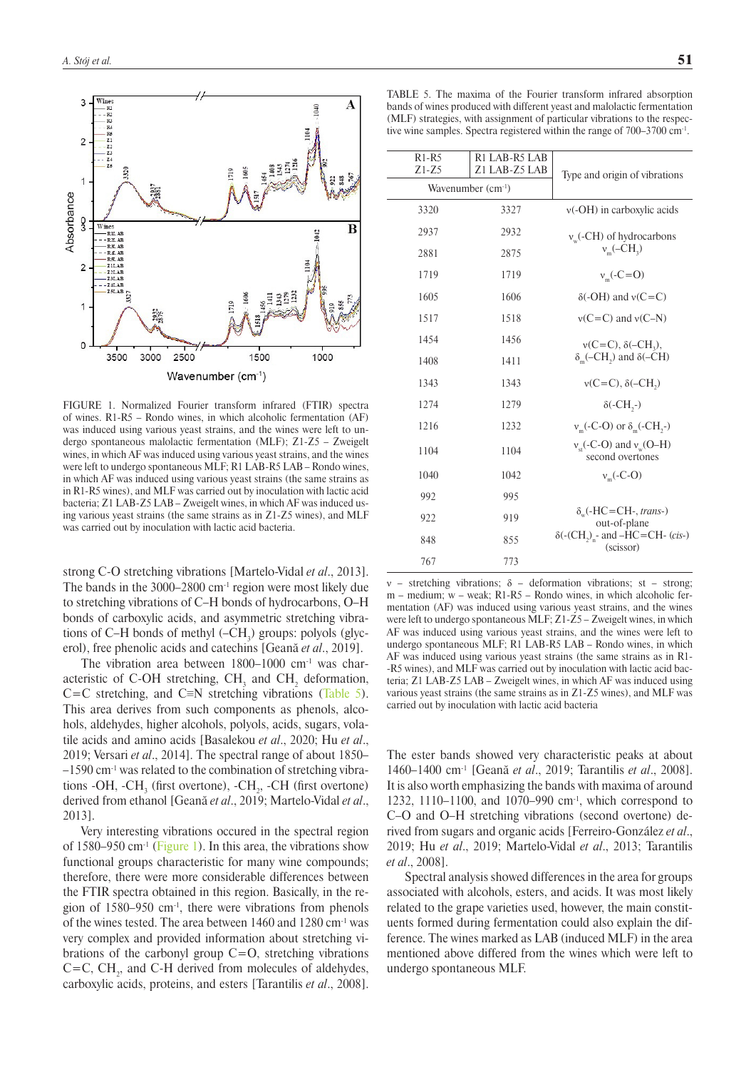FIGURE 1. Normalized Fourier transform infrared (FTIR) spectra of wines. R1-R5 – Rondo wines, in which alcoholic fermentation (AF) was induced using various yeast strains, and the wines were left to undergo spontaneous malolactic fermentation (MLF); Z1-Z5 – Zweigelt wines, in which AF was induced using various yeast strains, and the wines were left to undergo spontaneous MLF; R1 LAB-R5 LAB – Rondo wines, in which AF was induced using various yeast strains (the same strains as in R1-R5 wines), and MLF was carried out by inoculation with lactic acid bacteria; Z1 LAB-Z5 LAB – Zweigelt wines, in which AF was induced using various yeast strains (the same strains as in Z1-Z5 wines), and MLF was carried out by inoculation with lactic acid bacteria.

strong C-O stretching vibrations [Martelo-Vidal *et al*., 2013]. The bands in the 3000–2800 cm$^{-1}$ region were most likely due to stretching vibrations of C–H bonds of hydrocarbons, O–H bonds of carboxylic acids, and asymmetric stretching vibrations of C–H bonds of methyl ($–CH_3$) groups: polyols (glycerol), free phenolic acids and catechins [Geană *et al*., 2019].

The vibration area between 1800–1000 cm$^{-1}$ was characteristic of C-OH stretching, $CH_3$ and $CH_2$ deformation, C=C stretching, and C≡N stretching vibrations (Table 5). This area derives from such components as phenols, alcohols, aldehydes, higher alcohols, polyols, acids, sugars, volatile acids and amino acids [Basalekou *et al*., 2020; Hu *et al*., 2019; Versari *et al*., 2014]. The spectral range of about 1850–1590 cm$^{-1}$ was related to the combination of stretching vibrations -OH, $-CH_3$ (first overtone), $-CH_2$, -CH (first overtone) derived from ethanol [Geană *et al*., 2019; Martelo-Vidal *et al*., 2013].

Very interesting vibrations occured in the spectral region of 1580–950 cm$^{-1}$ (Figure 1). In this area, the vibrations show functional groups characteristic for many wine compounds; therefore, there were more considerable differences between the FTIR spectra obtained in this region. Basically, in the region of 1580–950 cm$^{-1}$, there were vibrations from phenols of the wines tested. The area between 1460 and 1280 cm$^{-1}$ was very complex and provided information about stretching vibrations of the carbonyl group C=O, stretching vibrations C=C, $CH_2$, and C-H derived from molecules of aldehydes, carboxylic acids, proteins, and esters [Tarantilis *et al*., 2008].

TABLE 5. The maxima of the Fourier transform infrared absorption bands of wines produced with different yeast and malolactic fermentation (MLF) strategies, with assignment of particular vibrations to the respective wine samples. Spectra registered within the range of 700–3700 cm$^{-1}$.

| R1-R5 Z1-Z5 | R1 LAB-R5 LAB Z1 LAB-Z5 LAB | Type and origin of vibrations |
|---|---|---|
| Wavenumber (cm$^{-1}$) | | |
| 3320 | 3327 | ν(-OH) in carboxylic acids |
| 2937 | 2932 | $ν_w$(-CH) of hydrocarbons $ν_m$($–CH_3$) |
| 2881 | 2875 | |
| 1719 | 1719 | $ν_m$(-C=O) |
| 1605 | 1606 | δ(-OH) and ν(C=C) |
| 1517 | 1518 | ν(C=C) and ν(C–N) |
| 1454 | 1456 | ν(C=C), δ($–CH_3$), $δ_m$($–CH_2$) and δ(–CH) |
| 1408 | 1411 | |
| 1343 | 1343 | ν(C=C), δ($–CH_2$) |
| 1274 | 1279 | δ($-CH_2-$) |
| 1216 | 1232 | $ν_m$(-C-O) or $δ_m$($-CH_2-$) |
| 1104 | 1104 | $ν_{st}$(-C-O) and $ν_w$(O–H) second overtones |
| 1040 | 1042 | $ν_m$(-C-O) |
| 992 | 995 | $δ_w$(-HC=CH-, *trans-*) out-of-plane δ($-(CH_2)_n-$ and –HC=CH- (*cis-*) (scissor) |
| 922 | 919 | |
| 848 | 855 | |
| 767 | 773 | |

ν – stretching vibrations; δ – deformation vibrations; st – strong; m – medium; w – weak; R1-R5 – Rondo wines, in which alcoholic fermentation (AF) was induced using various yeast strains, and the wines were left to undergo spontaneous MLF; Z1-Z5 – Zweigelt wines, in which AF was induced using various yeast strains, and the wines were left to undergo spontaneous MLF; R1 LAB-R5 LAB – Rondo wines, in which AF was induced using various yeast strains (the same strains as in R1-R5 wines), and MLF was carried out by inoculation with lactic acid bacteria; Z1 LAB-Z5 LAB – Zweigelt wines, in which AF was induced using various yeast strains (the same strains as in Z1-Z5 wines), and MLF was carried out by inoculation with lactic acid bacteria

The ester bands showed very characteristic peaks at about 1460–1400 cm$^{-1}$ [Geană *et al*., 2019; Tarantilis *et al*., 2008]. It is also worth emphasizing the bands with maxima of around 1232, 1110–1100, and 1070–990 cm$^{-1}$, which correspond to C–O and O–H stretching vibrations (second overtone) derived from sugars and organic acids [Ferreiro-González *et al*., 2019; Hu *et al*., 2019; Martelo-Vidal *et al*., 2013; Tarantilis *et al*., 2008].

Spectral analysis showed differences in the area for groups associated with alcohols, esters, and acids. It was most likely related to the grape varieties used, however, the main constituents formed during fermentation could also explain the difference. The wines marked as LAB (induced MLF) in the area mentioned above differed from the wines which were left to undergo spontaneous MLF.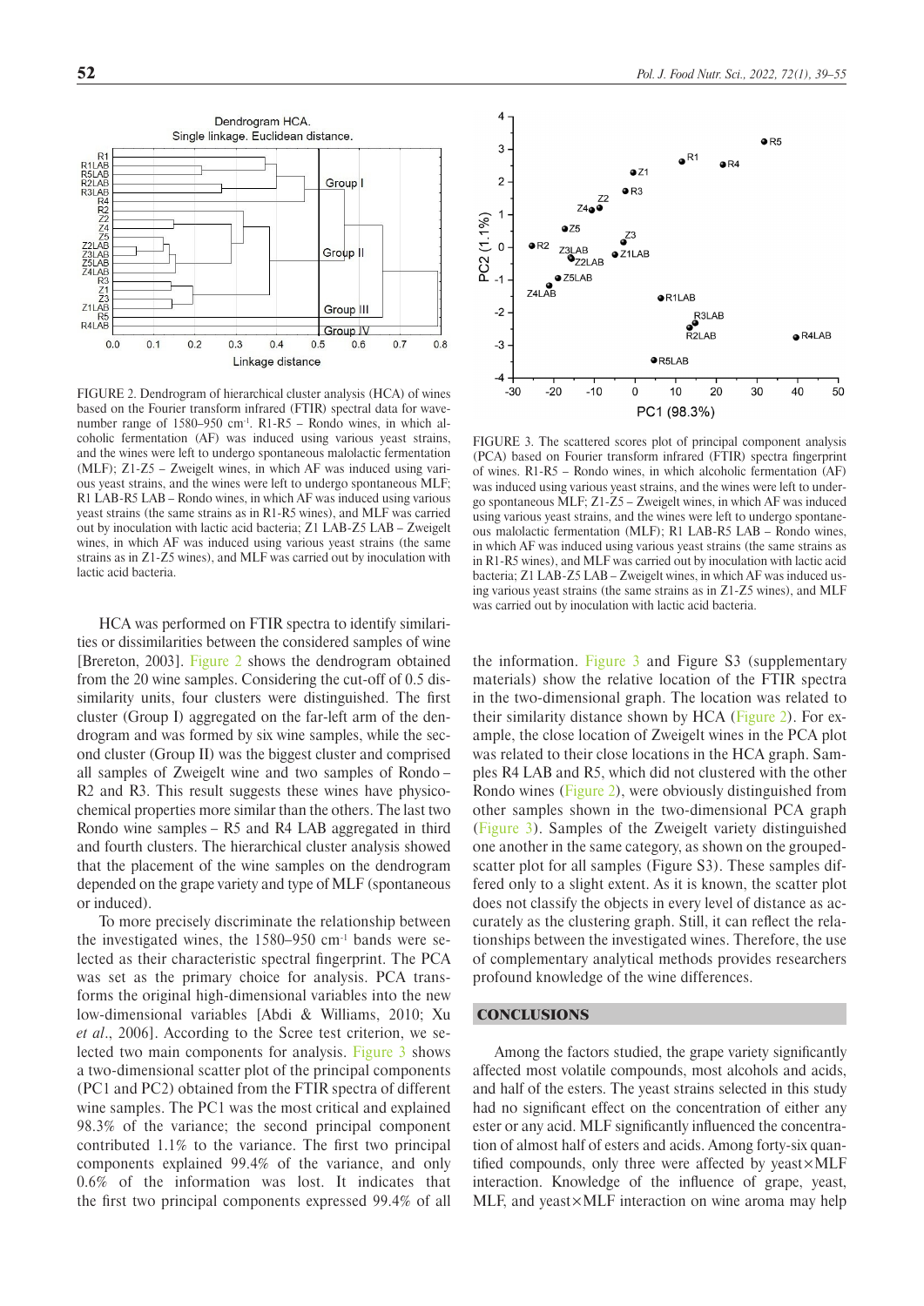FIGURE 2. Dendrogram of hierarchical cluster analysis (HCA) of wines based on the Fourier transform infrared (FTIR) spectral data for wavenumber range of 1580–950 $cm^{-1}$. R1-R5 – Rondo wines, in which alcoholic fermentation (AF) was induced using various yeast strains, and the wines were left to undergo spontaneous malolactic fermentation (MLF); Z1-Z5 – Zweigelt wines, in which AF was induced using various yeast strains, and the wines were left to undergo spontaneous MLF; R1 LAB-R5 LAB – Rondo wines, in which AF was induced using various yeast strains (the same strains as in R1-R5 wines), and MLF was carried out by inoculation with lactic acid bacteria; Z1 LAB-Z5 LAB – Zweigelt wines, in which AF was induced using various yeast strains (the same strains as in Z1-Z5 wines), and MLF was carried out by inoculation with lactic acid bacteria.

FIGURE 3. The scattered scores plot of principal component analysis (PCA) based on Fourier transform infrared (FTIR) spectra fingerprint of wines. R1-R5 – Rondo wines, in which alcoholic fermentation (AF) was induced using various yeast strains, and the wines were left to undergo spontaneous MLF; Z1-Z5 – Zweigelt wines, in which AF was induced using various yeast strains, and the wines were left to undergo spontaneous malolactic fermentation (MLF); R1 LAB-R5 LAB – Rondo wines, in which AF was induced using various yeast strains (the same strains as in R1-R5 wines), and MLF was carried out by inoculation with lactic acid bacteria; Z1 LAB-Z5 LAB – Zweigelt wines, in which AF was induced using various yeast strains (the same strains as in Z1-Z5 wines), and MLF was carried out by inoculation with lactic acid bacteria.

HCA was performed on FTIR spectra to identify similarities or dissimilarities between the considered samples of wine [Brereton, 2003]. Figure 2 shows the dendrogram obtained from the 20 wine samples. Considering the cut-off of 0.5 dissimilarity units, four clusters were distinguished. The first cluster (Group I) aggregated on the far-left arm of the dendrogram and was formed by six wine samples, while the second cluster (Group II) was the biggest cluster and comprised all samples of Zweigelt wine and two samples of Rondo – R2 and R3. This result suggests these wines have physicochemical properties more similar than the others. The last two Rondo wine samples – R5 and R4 LAB aggregated in third and fourth clusters. The hierarchical cluster analysis showed that the placement of the wine samples on the dendrogram depended on the grape variety and type of MLF (spontaneous or induced).

To more precisely discriminate the relationship between the investigated wines, the 1580–950 $cm^{-1}$ bands were selected as their characteristic spectral fingerprint. The PCA was set as the primary choice for analysis. PCA transforms the original high-dimensional variables into the new low-dimensional variables [Abdi & Williams, 2010; Xu *et al.*, 2006]. According to the Scree test criterion, we selected two main components for analysis. Figure 3 shows a two-dimensional scatter plot of the principal components (PC1 and PC2) obtained from the FTIR spectra of different wine samples. The PC1 was the most critical and explained 98.3% of the variance; the second principal component contributed 1.1% to the variance. The first two principal components explained 99.4% of the variance, and only 0.6% of the information was lost. It indicates that the first two principal components expressed 99.4% of all the information. Figure 3 and Figure S3 (supplementary materials) show the relative location of the FTIR spectra in the two-dimensional graph. The location was related to their similarity distance shown by HCA (Figure 2). For example, the close location of Zweigelt wines in the PCA plot was related to their close locations in the HCA graph. Samples R4 LAB and R5, which did not clustered with the other Rondo wines (Figure 2), were obviously distinguished from other samples shown in the two-dimensional PCA graph (Figure 3). Samples of the Zweigelt variety distinguished one another in the same category, as shown on the grouped-scatter plot for all samples (Figure S3). These samples differed only to a slight extent. As it is known, the scatter plot does not classify the objects in every level of distance as accurately as the clustering graph. Still, it can reflect the relationships between the investigated wines. Therefore, the use of complementary analytical methods provides researchers profound knowledge of the wine differences.

## CONCLUSIONS

Among the factors studied, the grape variety significantly affected most volatile compounds, most alcohols and acids, and half of the esters. The yeast strains selected in this study had no significant effect on the concentration of either any ester or any acid. MLF significantly influenced the concentration of almost half of esters and acids. Among forty-six quantified compounds, only three were affected by yeast×MLF interaction. Knowledge of the influence of grape, yeast, MLF, and yeast×MLF interaction on wine aroma may help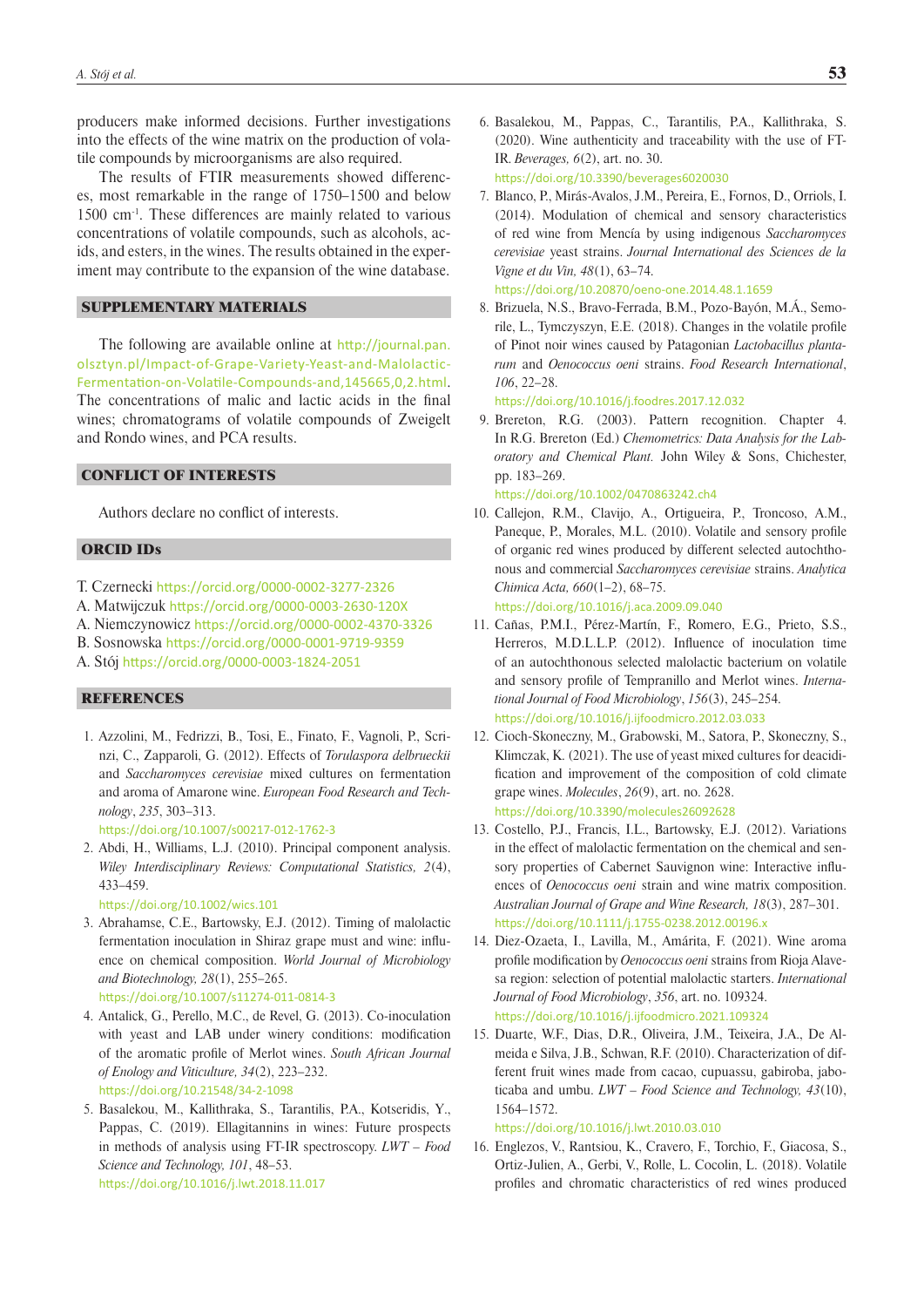producers make informed decisions. Further investigations into the effects of the wine matrix on the production of volatile compounds by microorganisms are also required.

The results of FTIR measurements showed differences, most remarkable in the range of 1750–1500 and below 1500 cm$^{-1}$. These differences are mainly related to various concentrations of volatile compounds, such as alcohols, acids, and esters, in the wines. The results obtained in the experiment may contribute to the expansion of the wine database.

## SUPPLEMENTARY MATERIALS

The following are available online at http://journal.pan.olsztyn.pl/Impact-of-Grape-Variety-Yeast-and-Malolactic-Fermentation-on-Volatile-Compounds-and,145665,0,2.html. The concentrations of malic and lactic acids in the final wines; chromatograms of volatile compounds of Zweigelt and Rondo wines, and PCA results.

## CONFLICT OF INTERESTS

Authors declare no conflict of interests.

## ORCID IDs

T. Czernecki https://orcid.org/0000-0002-3277-2326
A. Matwijczuk https://orcid.org/0000-0003-2630-120X
A. Niemczynowicz https://orcid.org/0000-0002-4370-3326
B. Sosnowska https://orcid.org/0000-0001-9719-9359
A. Stój https://orcid.org/0000-0003-1824-2051

## REFERENCES

1. Azzolini, M., Fedrizzi, B., Tosi, E., Finato, F., Vagnoli, P., Scrinzi, C., Zapparoli, G. (2012). Effects of *Torulaspora delbrueckii* and *Saccharomyces cerevisiae* mixed cultures on fermentation and aroma of Amarone wine. *European Food Research and Technology*, *235*, 303–313.
https://doi.org/10.1007/s00217-012-1762-3
2. Abdi, H., Williams, L.J. (2010). Principal component analysis. *Wiley Interdisciplinary Reviews: Computational Statistics, 2*(4), 433–459.
https://doi.org/10.1002/wics.101
3. Abrahamse, C.E., Bartowsky, E.J. (2012). Timing of malolactic fermentation inoculation in Shiraz grape must and wine: influence on chemical composition. *World Journal of Microbiology and Biotechnology, 28*(1), 255–265.
https://doi.org/10.1007/s11274-011-0814-3
4. Antalick, G., Perello, M.C., de Revel, G. (2013). Co-inoculation with yeast and LAB under winery conditions: modification of the aromatic profile of Merlot wines. *South African Journal of Enology and Viticulture, 34*(2), 223–232.
https://doi.org/10.21548/34-2-1098
5. Basalekou, M., Kallithraka, S., Tarantilis, P.A., Kotseridis, Y., Pappas, C. (2019). Ellagitannins in wines: Future prospects in methods of analysis using FT-IR spectroscopy. *LWT – Food Science and Technology, 101*, 48–53.
https://doi.org/10.1016/j.lwt.2018.11.017
6. Basalekou, M., Pappas, C., Tarantilis, P.A., Kallithraka, S. (2020). Wine authenticity and traceability with the use of FT-IR. *Beverages, 6*(2), art. no. 30.
https://doi.org/10.3390/beverages6020030
7. Blanco, P., Mirás-Avalos, J.M., Pereira, E., Fornos, D., Orriols, I. (2014). Modulation of chemical and sensory characteristics of red wine from Mencía by using indigenous *Saccharomyces cerevisiae* yeast strains. *Journal International des Sciences de la Vigne et du Vin, 48*(1), 63–74.
https://doi.org/10.20870/oeno-one.2014.48.1.1659
8. Brizuela, N.S., Bravo-Ferrada, B.M., Pozo-Bayón, M.Á., Semorile, L., Tymczyszyn, E.E. (2018). Changes in the volatile profile of Pinot noir wines caused by Patagonian *Lactobacillus plantarum* and *Oenococcus oeni* strains. *Food Research International*, *106*, 22–28.
https://doi.org/10.1016/j.foodres.2017.12.032
9. Brereton, R.G. (2003). Pattern recognition. Chapter 4. In R.G. Brereton (Ed.) *Chemometrics: Data Analysis for the Laboratory and Chemical Plant.* John Wiley & Sons, Chichester, pp. 183–269.
https://doi.org/10.1002/0470863242.ch4
10. Callejon, R.M., Clavijo, A., Ortigueira, P., Troncoso, A.M., Paneque, P., Morales, M.L. (2010). Volatile and sensory profile of organic red wines produced by different selected autochthonous and commercial *Saccharomyces cerevisiae* strains. *Analytica Chimica Acta, 660*(1–2), 68–75.
https://doi.org/10.1016/j.aca.2009.09.040
11. Cañas, P.M.I., Pérez-Martín, F., Romero, E.G., Prieto, S.S., Herreros, M.D.L.L.P. (2012). Influence of inoculation time of an autochthonous selected malolactic bacterium on volatile and sensory profile of Tempranillo and Merlot wines. *International Journal of Food Microbiology*, *156*(3), 245–254.
https://doi.org/10.1016/j.ijfoodmicro.2012.03.033
12. Cioch-Skoneczny, M., Grabowski, M., Satora, P., Skoneczny, S., Klimczak, K. (2021). The use of yeast mixed cultures for deacidification and improvement of the composition of cold climate grape wines. *Molecules*, *26*(9), art. no. 2628.
https://doi.org/10.3390/molecules26092628
13. Costello, P.J., Francis, I.L., Bartowsky, E.J. (2012). Variations in the effect of malolactic fermentation on the chemical and sensory properties of Cabernet Sauvignon wine: Interactive influences of *Oenococcus oeni* strain and wine matrix composition. *Australian Journal of Grape and Wine Research, 18*(3), 287–301.
https://doi.org/10.1111/j.1755-0238.2012.00196.x
14. Diez-Ozaeta, I., Lavilla, M., Amárita, F. (2021). Wine aroma profile modification by *Oenococcus oeni* strains from Rioja Alavesa region: selection of potential malolactic starters. *International Journal of Food Microbiology*, *356*, art. no. 109324.
https://doi.org/10.1016/j.ijfoodmicro.2021.109324
15. Duarte, W.F., Dias, D.R., Oliveira, J.M., Teixeira, J.A., De Almeida e Silva, J.B., Schwan, R.F. (2010). Characterization of different fruit wines made from cacao, cupuassu, gabiroba, jaboticaba and umbu. *LWT – Food Science and Technology, 43*(10), 1564–1572.
https://doi.org/10.1016/j.lwt.2010.03.010
16. Englezos, V., Rantsiou, K., Cravero, F., Torchio, F., Giacosa, S., Ortiz-Julien, A., Gerbi, V., Rolle, L. Cocolin, L. (2018). Volatile profiles and chromatic characteristics of red wines produced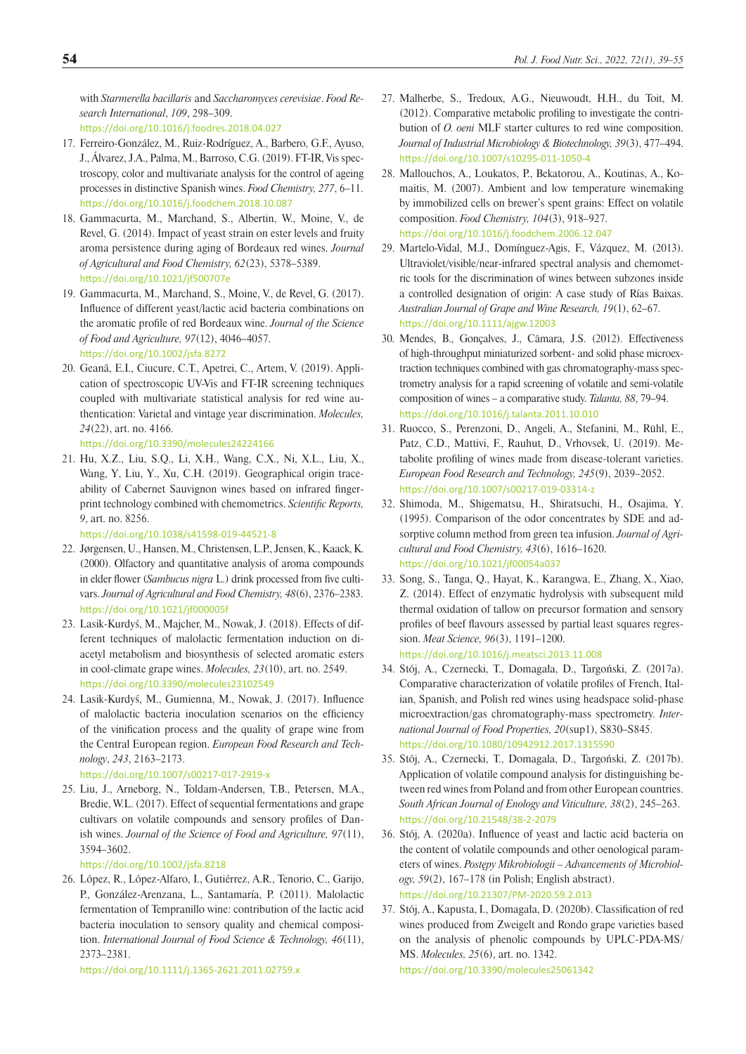with *Starmerella bacillaris* and *Saccharomyces cerevisiae*. *Food Research International, 109*, 298–309.
https://doi.org/10.1016/j.foodres.2018.04.027

17. Ferreiro-González, M., Ruiz-Rodríguez, A., Barbero, G.F., Ayuso, J., Álvarez, J.A., Palma, M., Barroso, C.G. (2019). FT-IR, Vis spectroscopy, color and multivariate analysis for the control of ageing processes in distinctive Spanish wines. *Food Chemistry, 277*, 6–11.
https://doi.org/10.1016/j.foodchem.2018.10.087
18. Gammacurta, M., Marchand, S., Albertin, W., Moine, V., de Revel, G. (2014). Impact of yeast strain on ester levels and fruity aroma persistence during aging of Bordeaux red wines. *Journal of Agricultural and Food Chemistry, 62*(23), 5378–5389.
https://doi.org/10.1021/jf500707e
19. Gammacurta, M., Marchand, S., Moine, V., de Revel, G. (2017). Influence of different yeast/lactic acid bacteria combinations on the aromatic profile of red Bordeaux wine. *Journal of the Science of Food and Agriculture, 97*(12), 4046–4057.
https://doi.org/10.1002/jsfa.8272
20. Geană, E.I., Ciucure, C.T., Apetrei, C., Artem, V. (2019). Application of spectroscopic UV-Vis and FT-IR screening techniques coupled with multivariate statistical analysis for red wine authentication: Varietal and vintage year discrimination. *Molecules, 24*(22), art. no. 4166.
https://doi.org/10.3390/molecules24224166
21. Hu, X.Z., Liu, S.Q., Li, X.H., Wang, C.X., Ni, X.L., Liu, X., Wang, Y, Liu, Y., Xu, C.H. (2019). Geographical origin traceability of Cabernet Sauvignon wines based on infrared fingerprint technology combined with chemometrics. *Scientific Reports, 9*, art. no. 8256.
https://doi.org/10.1038/s41598-019-44521-8
22. Jørgensen, U., Hansen, M., Christensen, L.P., Jensen, K., Kaack, K. (2000). Olfactory and quantitative analysis of aroma compounds in elder flower (*Sambucus nigra* L.) drink processed from five cultivars. *Journal of Agricultural and Food Chemistry, 48*(6), 2376–2383.
https://doi.org/10.1021/jf000005f
23. Lasik-Kurdyś, M., Majcher, M., Nowak, J. (2018). Effects of different techniques of malolactic fermentation induction on diacetyl metabolism and biosynthesis of selected aromatic esters in cool-climate grape wines. *Molecules, 23*(10), art. no. 2549.
https://doi.org/10.3390/molecules23102549
24. Lasik-Kurdyś, M., Gumienna, M., Nowak, J. (2017). Influence of malolactic bacteria inoculation scenarios on the efficiency of the vinification process and the quality of grape wine from the Central European region. *European Food Research and Technology*, *243*, 2163–2173.
https://doi.org/10.1007/s00217-017-2919-x
25. Liu, J., Arneborg, N., Toldam-Andersen, T.B., Petersen, M.A., Bredie, W.L. (2017). Effect of sequential fermentations and grape cultivars on volatile compounds and sensory profiles of Danish wines. *Journal of the Science of Food and Agriculture, 97*(11), 3594–3602.
https://doi.org/10.1002/jsfa.8218
26. López, R., López-Alfaro, I., Gutiérrez, A.R., Tenorio, C., Garijo, P., González-Arenzana, L., Santamaría, P. (2011). Malolactic fermentation of Tempranillo wine: contribution of the lactic acid bacteria inoculation to sensory quality and chemical composition. *International Journal of Food Science & Technology, 46*(11), 2373–2381.
https://doi.org/10.1111/j.1365-2621.2011.02759.x
27. Malherbe, S., Tredoux, A.G., Nieuwoudt, H.H., du Toit, M. (2012). Comparative metabolic profiling to investigate the contribution of *O. oeni* MLF starter cultures to red wine composition. *Journal of Industrial Microbiology & Biotechnology, 39*(3), 477–494.
https://doi.org/10.1007/s10295-011-1050-4
28. Mallouchos, A., Loukatos, P., Bekatorou, A., Koutinas, A., Komaitis, M. (2007). Ambient and low temperature winemaking by immobilized cells on brewer's spent grains: Effect on volatile composition. *Food Chemistry, 104*(3), 918–927.
https://doi.org/10.1016/j.foodchem.2006.12.047
29. Martelo-Vidal, M.J., Domínguez-Agis, F., Vázquez, M. (2013). Ultraviolet/visible/near-infrared spectral analysis and chemometric tools for the discrimination of wines between subzones inside a controlled designation of origin: A case study of Rías Baixas. *Australian Journal of Grape and Wine Research, 19*(1), 62–67.
https://doi.org/10.1111/ajgw.12003
30. Mendes, B., Gonçalves, J., Câmara, J.S. (2012). Effectiveness of high-throughput miniaturized sorbent- and solid phase microextraction techniques combined with gas chromatography-mass spectrometry analysis for a rapid screening of volatile and semi-volatile composition of wines – a comparative study. *Talanta, 88*, 79–94.
https://doi.org/10.1016/j.talanta.2011.10.010
31. Ruocco, S., Perenzoni, D., Angeli, A., Stefanini, M., Rühl, E., Patz, C.D., Mattivi, F., Rauhut, D., Vrhovsek, U. (2019). Metabolite profiling of wines made from disease-tolerant varieties. *European Food Research and Technology, 245*(9), 2039–2052.
https://doi.org/10.1007/s00217-019-03314-z
32. Shimoda, M., Shigematsu, H., Shiratsuchi, H., Osajima, Y. (1995). Comparison of the odor concentrates by SDE and adsorptive column method from green tea infusion. *Journal of Agricultural and Food Chemistry, 43*(6), 1616–1620.
https://doi.org/10.1021/jf00054a037
33. Song, S., Tanga, Q., Hayat, K., Karangwa, E., Zhang, X., Xiao, Z. (2014). Effect of enzymatic hydrolysis with subsequent mild thermal oxidation of tallow on precursor formation and sensory profiles of beef flavours assessed by partial least squares regression. *Meat Science, 96*(3), 1191–1200.
https://doi.org/10.1016/j.meatsci.2013.11.008
34. Stój, A., Czernecki, T., Domagała, D., Targoński, Z. (2017a). Comparative characterization of volatile profiles of French, Italian, Spanish, and Polish red wines using headspace solid-phase microextraction/gas chromatography-mass spectrometry. *International Journal of Food Properties, 20*(sup1), S830–S845.
https://doi.org/10.1080/10942912.2017.1315590
35. Stój, A., Czernecki, T., Domagala, D., Targoński, Z. (2017b). Application of volatile compound analysis for distinguishing between red wines from Poland and from other European countries. *South African Journal of Enology and Viticulture, 38*(2), 245–263.
https://doi.org/10.21548/38-2-2079
36. Stój, A. (2020a). Influence of yeast and lactic acid bacteria on the content of volatile compounds and other oenological parameters of wines. *Postępy Mikrobiologii – Advancements of Microbiology, 59*(2), 167–178 (in Polish; English abstract).
https://doi.org/10.21307/PM-2020.59.2.013
37. Stój, A., Kapusta, I., Domagała, D. (2020b). Classification of red wines produced from Zweigelt and Rondo grape varieties based on the analysis of phenolic compounds by UPLC-PDA-MS/MS. *Molecules, 25*(6), art. no. 1342.
https://doi.org/10.3390/molecules25061342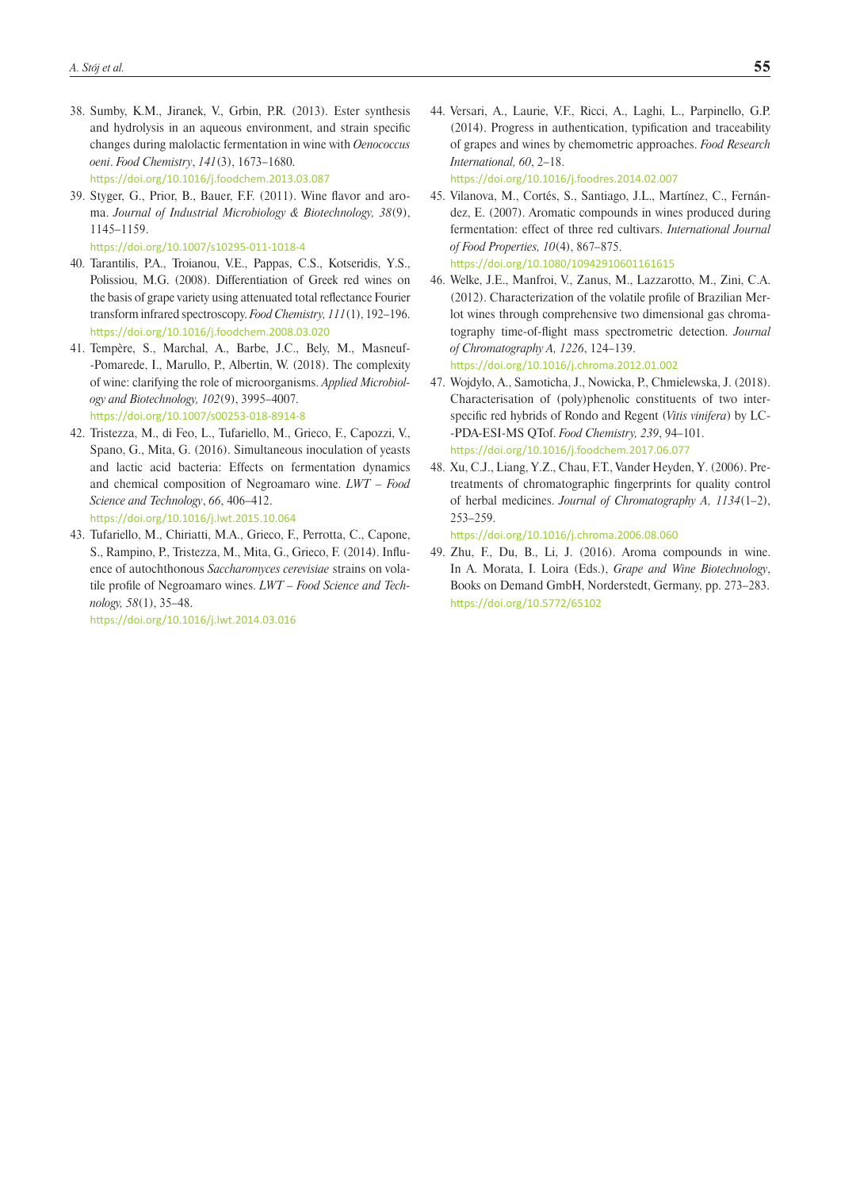38. Sumby, K.M., Jiranek, V., Grbin, P.R. (2013). Ester synthesis and hydrolysis in an aqueous environment, and strain specific changes during malolactic fermentation in wine with *Oenococcus oeni*. *Food Chemistry*, *141*(3), 1673–1680.
https://doi.org/10.1016/j.foodchem.2013.03.087
39. Styger, G., Prior, B., Bauer, F.F. (2011). Wine flavor and aroma. *Journal of Industrial Microbiology & Biotechnology, 38*(9), 1145–1159.
https://doi.org/10.1007/s10295-011-1018-4
40. Tarantilis, P.A., Troianou, V.E., Pappas, C.S., Kotseridis, Y.S., Polissiou, M.G. (2008). Differentiation of Greek red wines on the basis of grape variety using attenuated total reflectance Fourier transform infrared spectroscopy. *Food Chemistry, 111*(1), 192–196.
https://doi.org/10.1016/j.foodchem.2008.03.020
41. Tempère, S., Marchal, A., Barbe, J.C., Bely, M., Masneuf--Pomarede, I., Marullo, P., Albertin, W. (2018). The complexity of wine: clarifying the role of microorganisms. *Applied Microbiology and Biotechnology, 102*(9), 3995–4007.
https://doi.org/10.1007/s00253-018-8914-8
42. Tristezza, M., di Feo, L., Tufariello, M., Grieco, F., Capozzi, V., Spano, G., Mita, G. (2016). Simultaneous inoculation of yeasts and lactic acid bacteria: Effects on fermentation dynamics and chemical composition of Negroamaro wine. *LWT – Food Science and Technology*, *66*, 406–412.
https://doi.org/10.1016/j.lwt.2015.10.064
43. Tufariello, M., Chiriatti, M.A., Grieco, F., Perrotta, C., Capone, S., Rampino, P., Tristezza, M., Mita, G., Grieco, F. (2014). Influence of autochthonous *Saccharomyces cerevisiae* strains on volatile profile of Negroamaro wines. *LWT – Food Science and Technology, 58*(1), 35–48.
https://doi.org/10.1016/j.lwt.2014.03.016
44. Versari, A., Laurie, V.F., Ricci, A., Laghi, L., Parpinello, G.P. (2014). Progress in authentication, typification and traceability of grapes and wines by chemometric approaches. *Food Research International, 60*, 2–18.
https://doi.org/10.1016/j.foodres.2014.02.007
45. Vilanova, M., Cortés, S., Santiago, J.L., Martínez, C., Fernández, E. (2007). Aromatic compounds in wines produced during fermentation: effect of three red cultivars. *International Journal of Food Properties, 10*(4), 867–875.
https://doi.org/10.1080/10942910601161615
46. Welke, J.E., Manfroi, V., Zanus, M., Lazzarotto, M., Zini, C.A. (2012). Characterization of the volatile profile of Brazilian Merlot wines through comprehensive two dimensional gas chromatography time-of-flight mass spectrometric detection. *Journal of Chromatography A, 1226*, 124–139.
https://doi.org/10.1016/j.chroma.2012.01.002
47. Wojdyło, A., Samoticha, J., Nowicka, P., Chmielewska, J. (2018). Characterisation of (poly)phenolic constituents of two interspecific red hybrids of Rondo and Regent (*Vitis vinifera*) by LC--PDA-ESI-MS QTof. *Food Chemistry, 239*, 94–101.
https://doi.org/10.1016/j.foodchem.2017.06.077
48. Xu, C.J., Liang, Y.Z., Chau, F.T., Vander Heyden, Y. (2006). Pretreatments of chromatographic fingerprints for quality control of herbal medicines. *Journal of Chromatography A, 1134*(1–2), 253–259.
https://doi.org/10.1016/j.chroma.2006.08.060
49. Zhu, F., Du, B., Li, J. (2016). Aroma compounds in wine. In A. Morata, I. Loira (Eds.), *Grape and Wine Biotechnology*, Books on Demand GmbH, Norderstedt, Germany, pp. 273–283.
https://doi.org/10.5772/65102